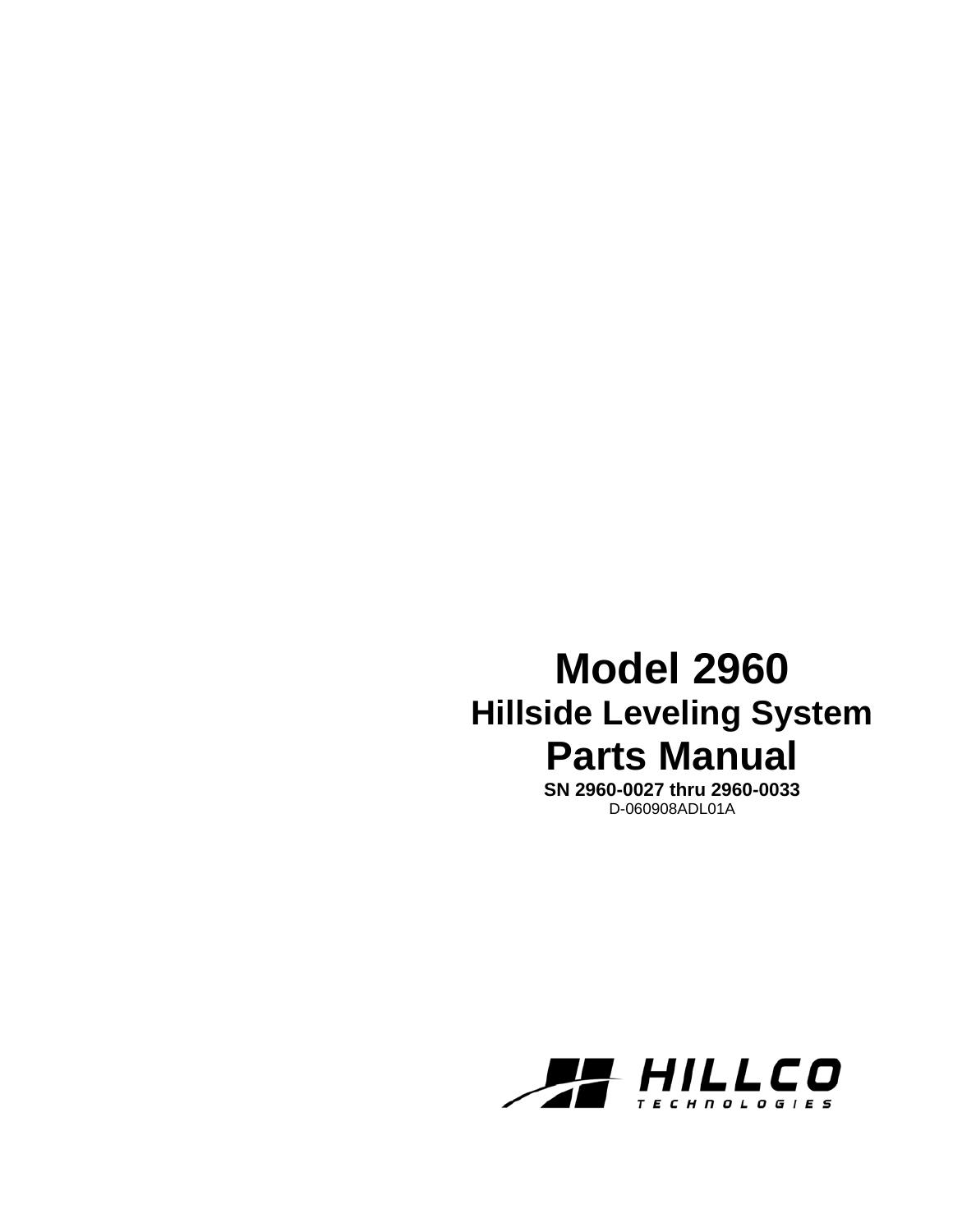# Model 2960

## Hillside Leveling System

# Parts Manual

**SN 2960-0027 thru 2960-0033**

D-060908ADL01A

HILLCO TECHNOLOGIES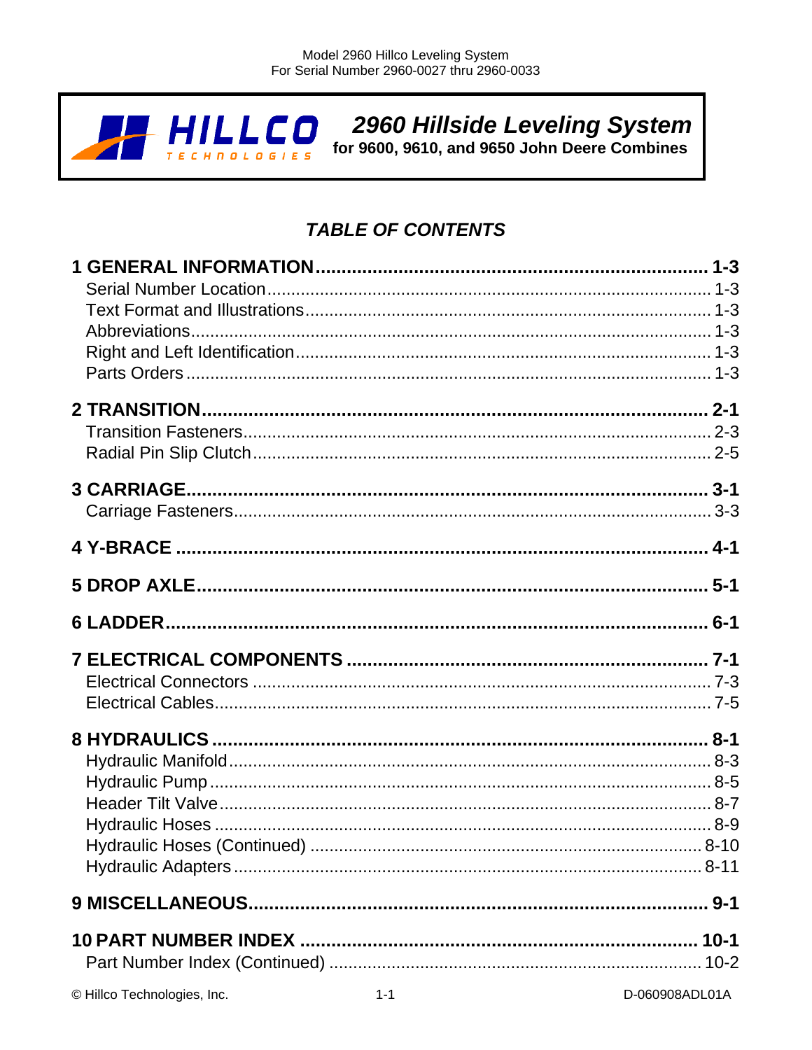# 2960 Hillside Leveling System

**for 9600, 9610, and 9650 John Deere Combines**

## *TABLE OF CONTENTS*

**1 GENERAL INFORMATION .......... 1-3**
- Serial Number Location .......... 1-3
- Text Format and Illustrations .......... 1-3
- Abbreviations .......... 1-3
- Right and Left Identification .......... 1-3
- Parts Orders .......... 1-3

**2 TRANSITION .......... 2-1**
- Transition Fasteners .......... 2-3
- Radial Pin Slip Clutch .......... 2-5

**3 CARRIAGE .......... 3-1**
- Carriage Fasteners .......... 3-3

**4 Y-BRACE .......... 4-1**

**5 DROP AXLE .......... 5-1**

**6 LADDER .......... 6-1**

**7 ELECTRICAL COMPONENTS .......... 7-1**
- Electrical Connectors .......... 7-3
- Electrical Cables .......... 7-5

**8 HYDRAULICS .......... 8-1**
- Hydraulic Manifold .......... 8-3
- Hydraulic Pump .......... 8-5
- Header Tilt Valve .......... 8-7
- Hydraulic Hoses .......... 8-9
- Hydraulic Hoses (Continued) .......... 8-10
- Hydraulic Adapters .......... 8-11

**9 MISCELLANEOUS .......... 9-1**

**10 PART NUMBER INDEX .......... 10-1**
- Part Number Index (Continued) .......... 10-2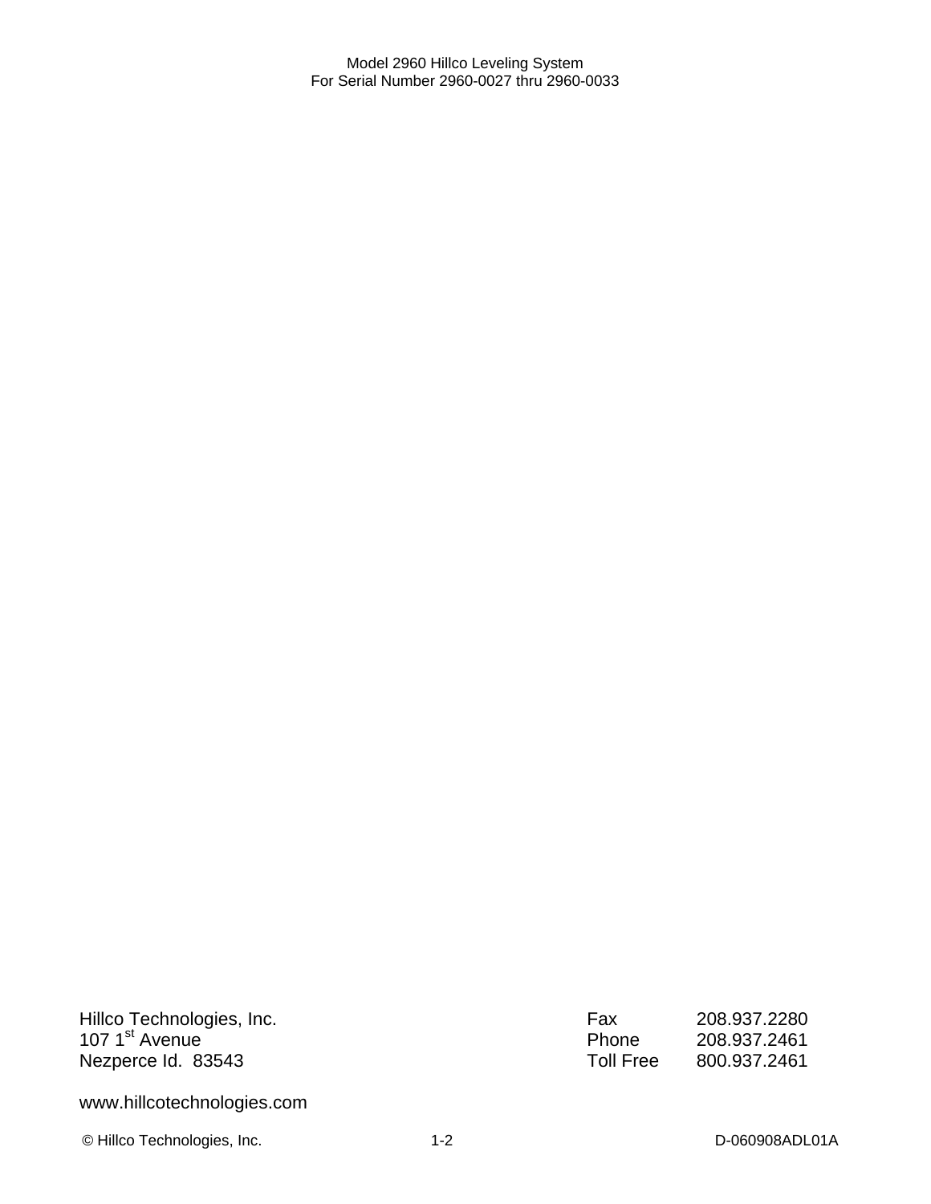Hillco Technologies, Inc.
107 1st Avenue
Nezperce Id.  83543

Fax 208.937.2280
Phone 208.937.2461
Toll Free 800.937.2461

www.hillcotechnologies.com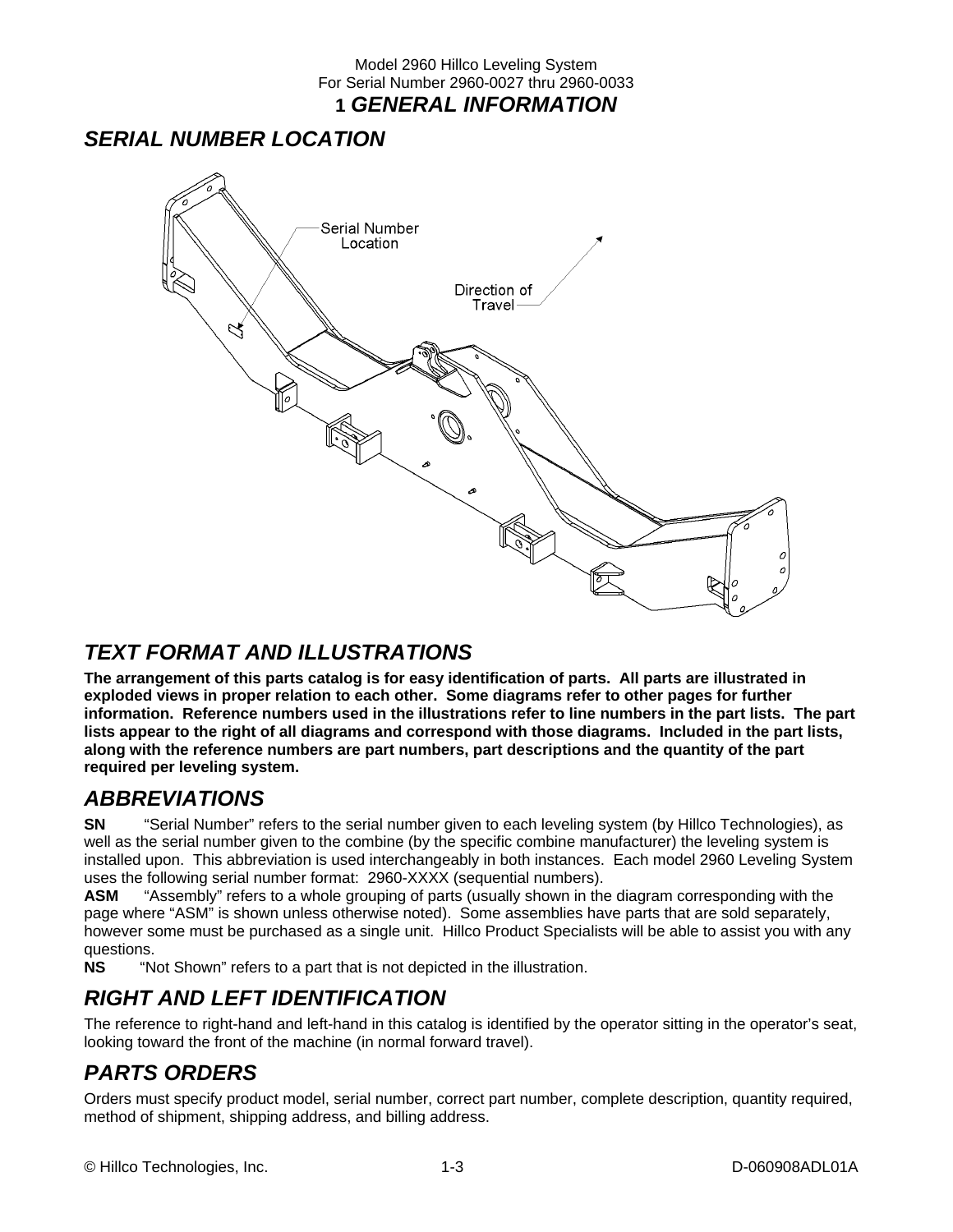# 1 GENERAL INFORMATION

## SERIAL NUMBER LOCATION

Serial Number Location

Direction of Travel

## TEXT FORMAT AND ILLUSTRATIONS

**The arrangement of this parts catalog is for easy identification of parts. All parts are illustrated in exploded views in proper relation to each other. Some diagrams refer to other pages for further information. Reference numbers used in the illustrations refer to line numbers in the part lists. The part lists appear to the right of all diagrams and correspond with those diagrams. Included in the part lists, along with the reference numbers are part numbers, part descriptions and the quantity of the part required per leveling system.**

## ABBREVIATIONS

**SN** "Serial Number" refers to the serial number given to each leveling system (by Hillco Technologies), as well as the serial number given to the combine (by the specific combine manufacturer) the leveling system is installed upon. This abbreviation is used interchangeably in both instances. Each model 2960 Leveling System uses the following serial number format: 2960-XXXX (sequential numbers).

**ASM** "Assembly" refers to a whole grouping of parts (usually shown in the diagram corresponding with the page where "ASM" is shown unless otherwise noted). Some assemblies have parts that are sold separately, however some must be purchased as a single unit. Hillco Product Specialists will be able to assist you with any questions.

**NS** "Not Shown" refers to a part that is not depicted in the illustration.

## RIGHT AND LEFT IDENTIFICATION

The reference to right-hand and left-hand in this catalog is identified by the operator sitting in the operator's seat, looking toward the front of the machine (in normal forward travel).

## PARTS ORDERS

Orders must specify product model, serial number, correct part number, complete description, quantity required, method of shipment, shipping address, and billing address.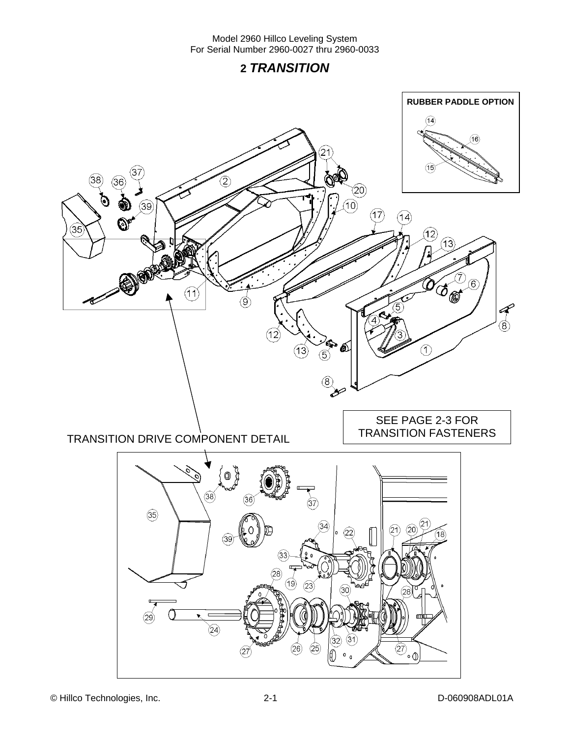# 2 *TRANSITION*

**RUBBER PADDLE OPTION**

SEE PAGE 2-3 FOR TRANSITION FASTENERS

TRANSITION DRIVE COMPONENT DETAIL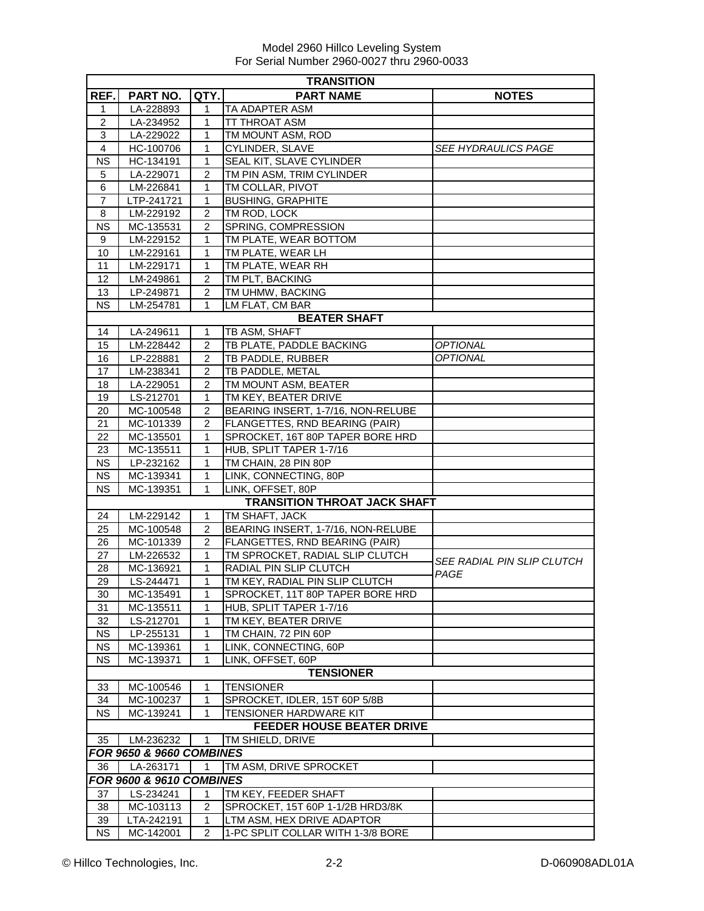Model 2960 Hillco Leveling System
For Serial Number 2960-0027 thru 2960-0033

| REF. | PART NO. | QTY. | PART NAME | NOTES |
|---|---|---|---|---|
| **TRANSITION** | | | | |
| 1 | LA-228893 | 1 | TA ADAPTER ASM | |
| 2 | LA-234952 | 1 | TT THROAT ASM | |
| 3 | LA-229022 | 1 | TM MOUNT ASM, ROD | |
| 4 | HC-100706 | 1 | CYLINDER, SLAVE | *SEE HYDRAULICS PAGE* |
| NS | HC-134191 | 1 | SEAL KIT, SLAVE CYLINDER | |
| 5 | LA-229071 | 2 | TM PIN ASM, TRIM CYLINDER | |
| 6 | LM-226841 | 1 | TM COLLAR, PIVOT | |
| 7 | LTP-241721 | 1 | BUSHING, GRAPHITE | |
| 8 | LM-229192 | 2 | TM ROD, LOCK | |
| NS | MC-135531 | 2 | SPRING, COMPRESSION | |
| 9 | LM-229152 | 1 | TM PLATE, WEAR BOTTOM | |
| 10 | LM-229161 | 1 | TM PLATE, WEAR LH | |
| 11 | LM-229171 | 1 | TM PLATE, WEAR RH | |
| 12 | LM-249861 | 2 | TM PLT, BACKING | |
| 13 | LP-249871 | 2 | TM UHMW, BACKING | |
| NS | LM-254781 | 1 | LM FLAT, CM BAR | |
| **BEATER SHAFT** | | | | |
| 14 | LA-249611 | 1 | TB ASM, SHAFT | |
| 15 | LM-228442 | 2 | TB PLATE, PADDLE BACKING | *OPTIONAL* |
| 16 | LP-228881 | 2 | TB PADDLE, RUBBER | *OPTIONAL* |
| 17 | LM-238341 | 2 | TB PADDLE, METAL | |
| 18 | LA-229051 | 2 | TM MOUNT ASM, BEATER | |
| 19 | LS-212701 | 1 | TM KEY, BEATER DRIVE | |
| 20 | MC-100548 | 2 | BEARING INSERT, 1-7/16, NON-RELUBE | |
| 21 | MC-101339 | 2 | FLANGETTES, RND BEARING (PAIR) | |
| 22 | MC-135501 | 1 | SPROCKET, 16T 80P TAPER BORE HRD | |
| 23 | MC-135511 | 1 | HUB, SPLIT TAPER 1-7/16 | |
| NS | LP-232162 | 1 | TM CHAIN, 28 PIN 80P | |
| NS | MC-139341 | 1 | LINK, CONNECTING, 80P | |
| NS | MC-139351 | 1 | LINK, OFFSET, 80P | |
| **TRANSITION THROAT JACK SHAFT** | | | | |
| 24 | LM-229142 | 1 | TM SHAFT, JACK | |
| 25 | MC-100548 | 2 | BEARING INSERT, 1-7/16, NON-RELUBE | |
| 26 | MC-101339 | 2 | FLANGETTES, RND BEARING (PAIR) | |
| 27 | LM-226532 | 1 | TM SPROCKET, RADIAL SLIP CLUTCH | *SEE RADIAL PIN SLIP CLUTCH PAGE* |
| 28 | MC-136921 | 1 | RADIAL PIN SLIP CLUTCH | |
| 29 | LS-244471 | 1 | TM KEY, RADIAL PIN SLIP CLUTCH | |
| 30 | MC-135491 | 1 | SPROCKET, 11T 80P TAPER BORE HRD | |
| 31 | MC-135511 | 1 | HUB, SPLIT TAPER 1-7/16 | |
| 32 | LS-212701 | 1 | TM KEY, BEATER DRIVE | |
| NS | LP-255131 | 1 | TM CHAIN, 72 PIN 60P | |
| NS | MC-139361 | 1 | LINK, CONNECTING, 60P | |
| NS | MC-139371 | 1 | LINK, OFFSET, 60P | |
| **TENSIONER** | | | | |
| 33 | MC-100546 | 1 | TENSIONER | |
| 34 | MC-100237 | 1 | SPROCKET, IDLER, 15T 60P 5/8B | |
| NS | MC-139241 | 1 | TENSIONER HARDWARE KIT | |
| **FEEDER HOUSE BEATER DRIVE** | | | | |
| 35 | LM-236232 | 1 | TM SHIELD, DRIVE | |
| ***FOR 9650 & 9660 COMBINES*** | | | | |
| 36 | LA-263171 | 1 | TM ASM, DRIVE SPROCKET | |
| ***FOR 9600 & 9610 COMBINES*** | | | | |
| 37 | LS-234241 | 1 | TM KEY, FEEDER SHAFT | |
| 38 | MC-103113 | 2 | SPROCKET, 15T 60P 1-1/2B HRD3/8K | |
| 39 | LTA-242191 | 1 | LTM ASM, HEX DRIVE ADAPTOR | |
| NS | MC-142001 | 2 | 1-PC SPLIT COLLAR WITH 1-3/8 BORE | |

© Hillco Technologies, Inc. D-060908ADL01A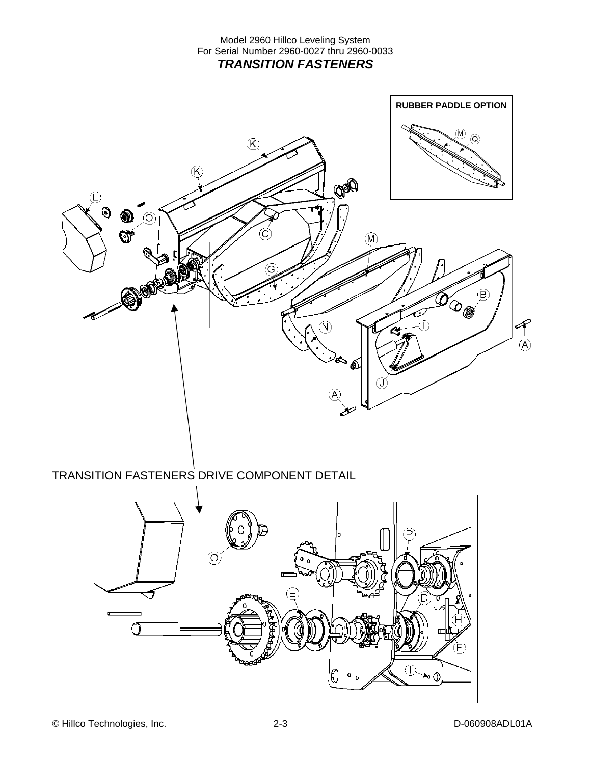Model 2960 Hillco Leveling System
For Serial Number 2960-0027 thru 2960-0033

## *TRANSITION FASTENERS*

**RUBBER PADDLE OPTION**

M Q

K K L O C M G B I A N J A

TRANSITION FASTENERS DRIVE COMPONENT DETAIL

O P E D H F I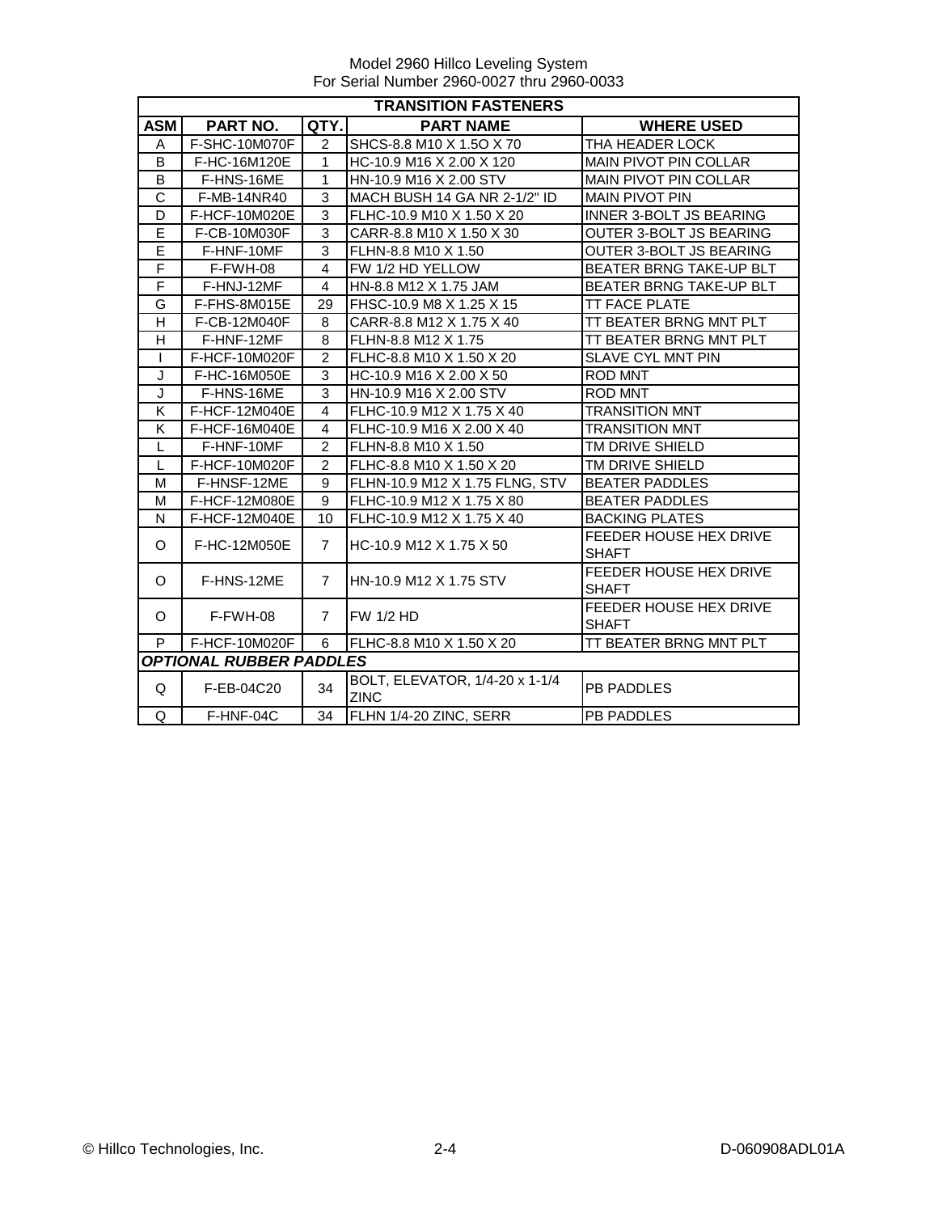Model 2960 Hillco Leveling System
For Serial Number 2960-0027 thru 2960-0033

| TRANSITION FASTENERS | | | | |
|---|---|---|---|---|
| **ASM** | **PART NO.** | **QTY.** | **PART NAME** | **WHERE USED** |
| A | F-SHC-10M070F | 2 | SHCS-8.8 M10 X 1.5O X 70 | THA HEADER LOCK |
| B | F-HC-16M120E | 1 | HC-10.9 M16 X 2.00 X 120 | MAIN PIVOT PIN COLLAR |
| B | F-HNS-16ME | 1 | HN-10.9 M16 X 2.00 STV | MAIN PIVOT PIN COLLAR |
| C | F-MB-14NR40 | 3 | MACH BUSH 14 GA NR 2-1/2" ID | MAIN PIVOT PIN |
| D | F-HCF-10M020E | 3 | FLHC-10.9 M10 X 1.50 X 20 | INNER 3-BOLT JS BEARING |
| E | F-CB-10M030F | 3 | CARR-8.8 M10 X 1.50 X 30 | OUTER 3-BOLT JS BEARING |
| E | F-HNF-10MF | 3 | FLHN-8.8 M10 X 1.50 | OUTER 3-BOLT JS BEARING |
| F | F-FWH-08 | 4 | FW 1/2 HD YELLOW | BEATER BRNG TAKE-UP BLT |
| F | F-HNJ-12MF | 4 | HN-8.8 M12 X 1.75 JAM | BEATER BRNG TAKE-UP BLT |
| G | F-FHS-8M015E | 29 | FHSC-10.9 M8 X 1.25 X 15 | TT FACE PLATE |
| H | F-CB-12M040F | 8 | CARR-8.8 M12 X 1.75 X 40 | TT BEATER BRNG MNT PLT |
| H | F-HNF-12MF | 8 | FLHN-8.8 M12 X 1.75 | TT BEATER BRNG MNT PLT |
| I | F-HCF-10M020F | 2 | FLHC-8.8 M10 X 1.50 X 20 | SLAVE CYL MNT PIN |
| J | F-HC-16M050E | 3 | HC-10.9 M16 X 2.00 X 50 | ROD MNT |
| J | F-HNS-16ME | 3 | HN-10.9 M16 X 2.00 STV | ROD MNT |
| K | F-HCF-12M040E | 4 | FLHC-10.9 M12 X 1.75 X 40 | TRANSITION MNT |
| K | F-HCF-16M040E | 4 | FLHC-10.9 M16 X 2.00 X 40 | TRANSITION MNT |
| L | F-HNF-10MF | 2 | FLHN-8.8 M10 X 1.50 | TM DRIVE SHIELD |
| L | F-HCF-10M020F | 2 | FLHC-8.8 M10 X 1.50 X 20 | TM DRIVE SHIELD |
| M | F-HNSF-12ME | 9 | FLHN-10.9 M12 X 1.75 FLNG, STV | BEATER PADDLES |
| M | F-HCF-12M080E | 9 | FLHC-10.9 M12 X 1.75 X 80 | BEATER PADDLES |
| N | F-HCF-12M040E | 10 | FLHC-10.9 M12 X 1.75 X 40 | BACKING PLATES |
| O | F-HC-12M050E | 7 | HC-10.9 M12 X 1.75 X 50 | FEEDER HOUSE HEX DRIVE SHAFT |
| O | F-HNS-12ME | 7 | HN-10.9 M12 X 1.75 STV | FEEDER HOUSE HEX DRIVE SHAFT |
| O | F-FWH-08 | 7 | FW 1/2 HD | FEEDER HOUSE HEX DRIVE SHAFT |
| P | F-HCF-10M020F | 6 | FLHC-8.8 M10 X 1.50 X 20 | TT BEATER BRNG MNT PLT |
| ***OPTIONAL RUBBER PADDLES*** | | | | |
| Q | F-EB-04C20 | 34 | BOLT, ELEVATOR, 1/4-20 x 1-1/4 ZINC | PB PADDLES |
| Q | F-HNF-04C | 34 | FLHN 1/4-20 ZINC, SERR | PB PADDLES |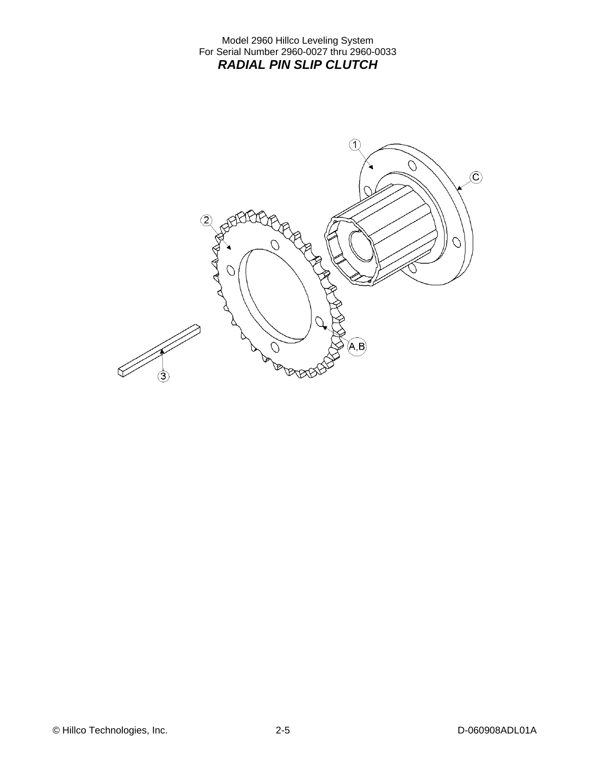Model 2960 Hillco Leveling System
For Serial Number 2960-0027 thru 2960-0033

# *RADIAL PIN SLIP CLUTCH*

1

C

2

A,B

3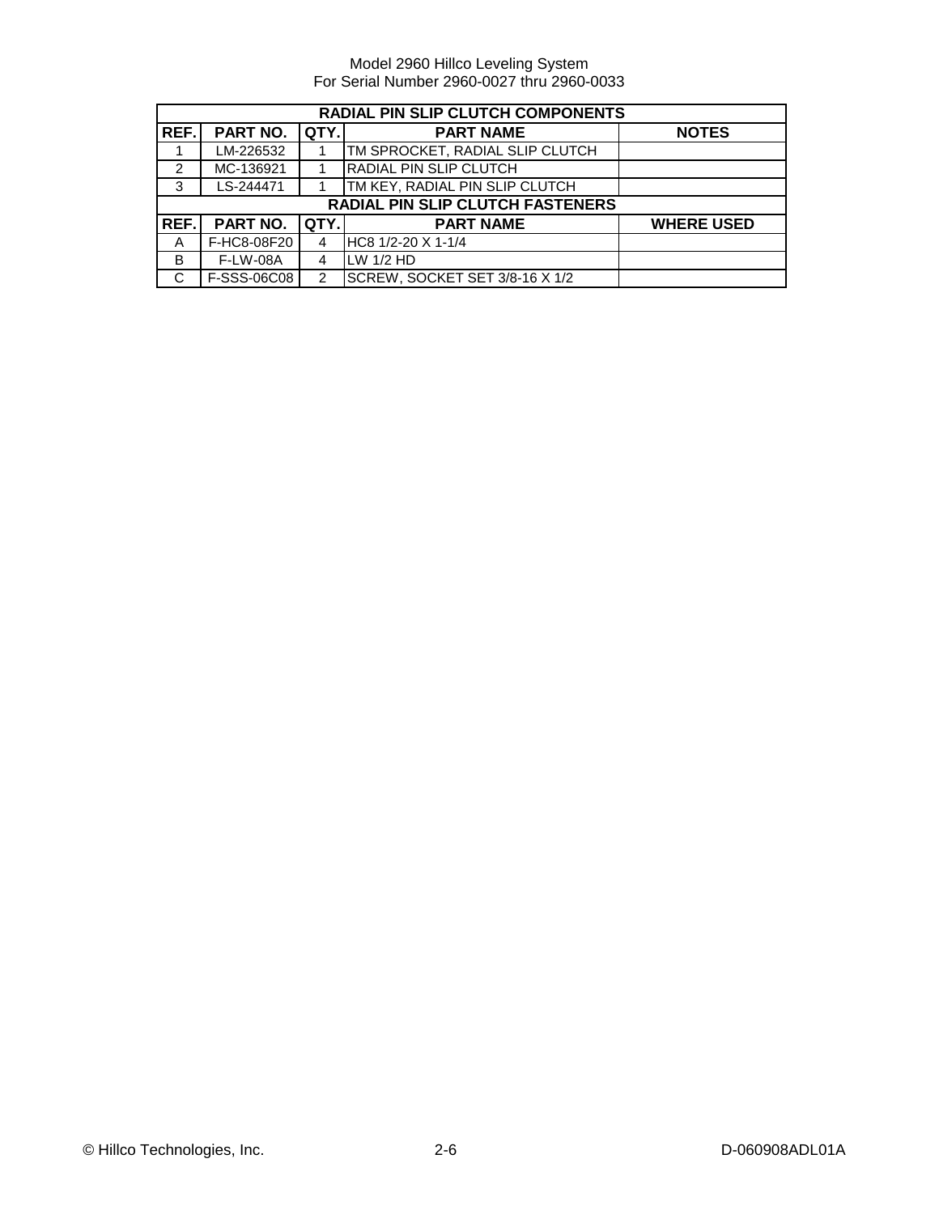| RADIAL PIN SLIP CLUTCH COMPONENTS | | | | |
|---|---|---|---|---|
| **REF.** | **PART NO.** | **QTY.** | **PART NAME** | **NOTES** |
| 1 | LM-226532 | 1 | TM SPROCKET, RADIAL SLIP CLUTCH | |
| 2 | MC-136921 | 1 | RADIAL PIN SLIP CLUTCH | |
| 3 | LS-244471 | 1 | TM KEY, RADIAL PIN SLIP CLUTCH | |
| **RADIAL PIN SLIP CLUTCH FASTENERS** | | | | |
| **REF.** | **PART NO.** | **QTY.** | **PART NAME** | **WHERE USED** |
| A | F-HC8-08F20 | 4 | HC8 1/2-20 X 1-1/4 | |
| B | F-LW-08A | 4 | LW 1/2 HD | |
| C | F-SSS-06C08 | 2 | SCREW, SOCKET SET 3/8-16 X 1/2 | |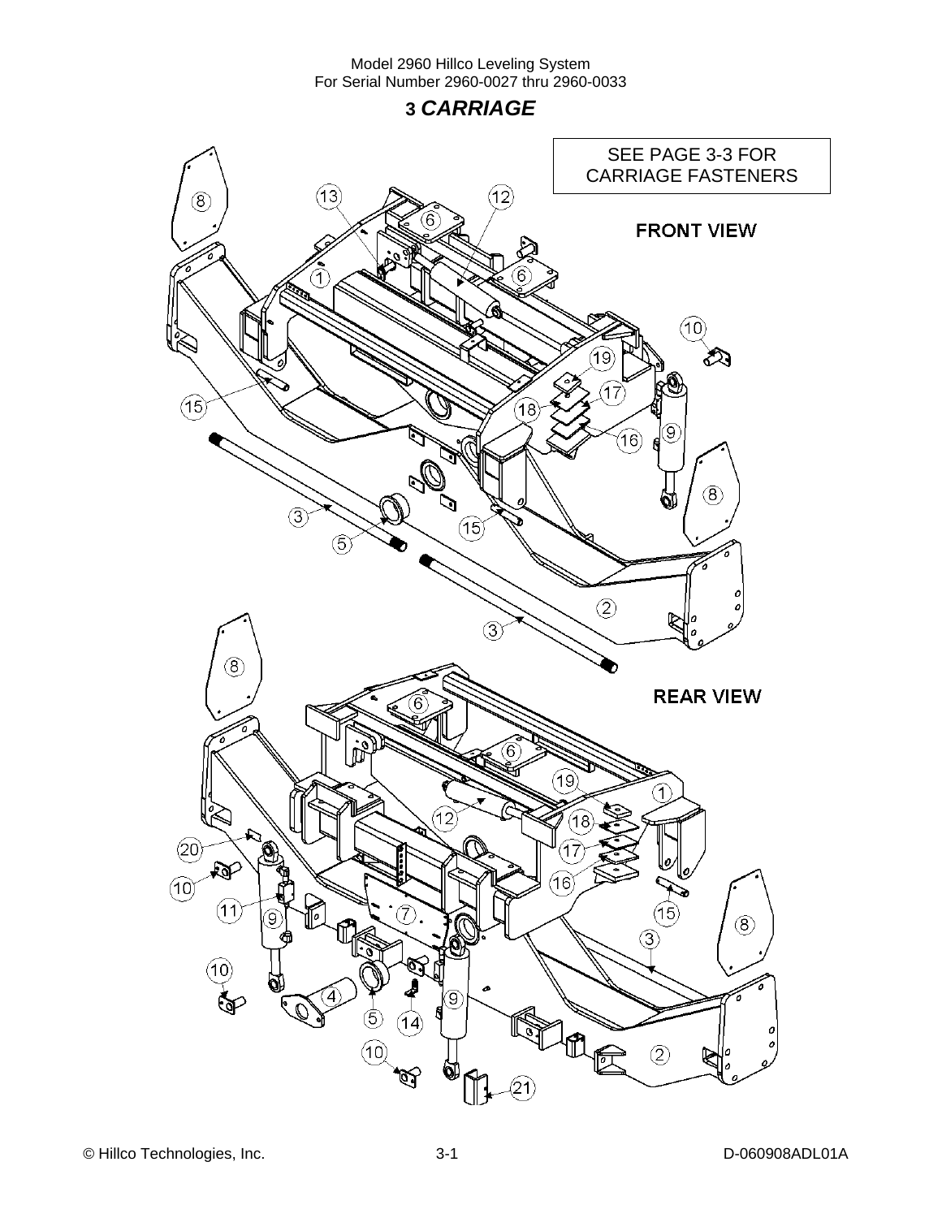# 3 *CARRIAGE*

SEE PAGE 3-3 FOR CARRIAGE FASTENERS

FRONT VIEW

REAR VIEW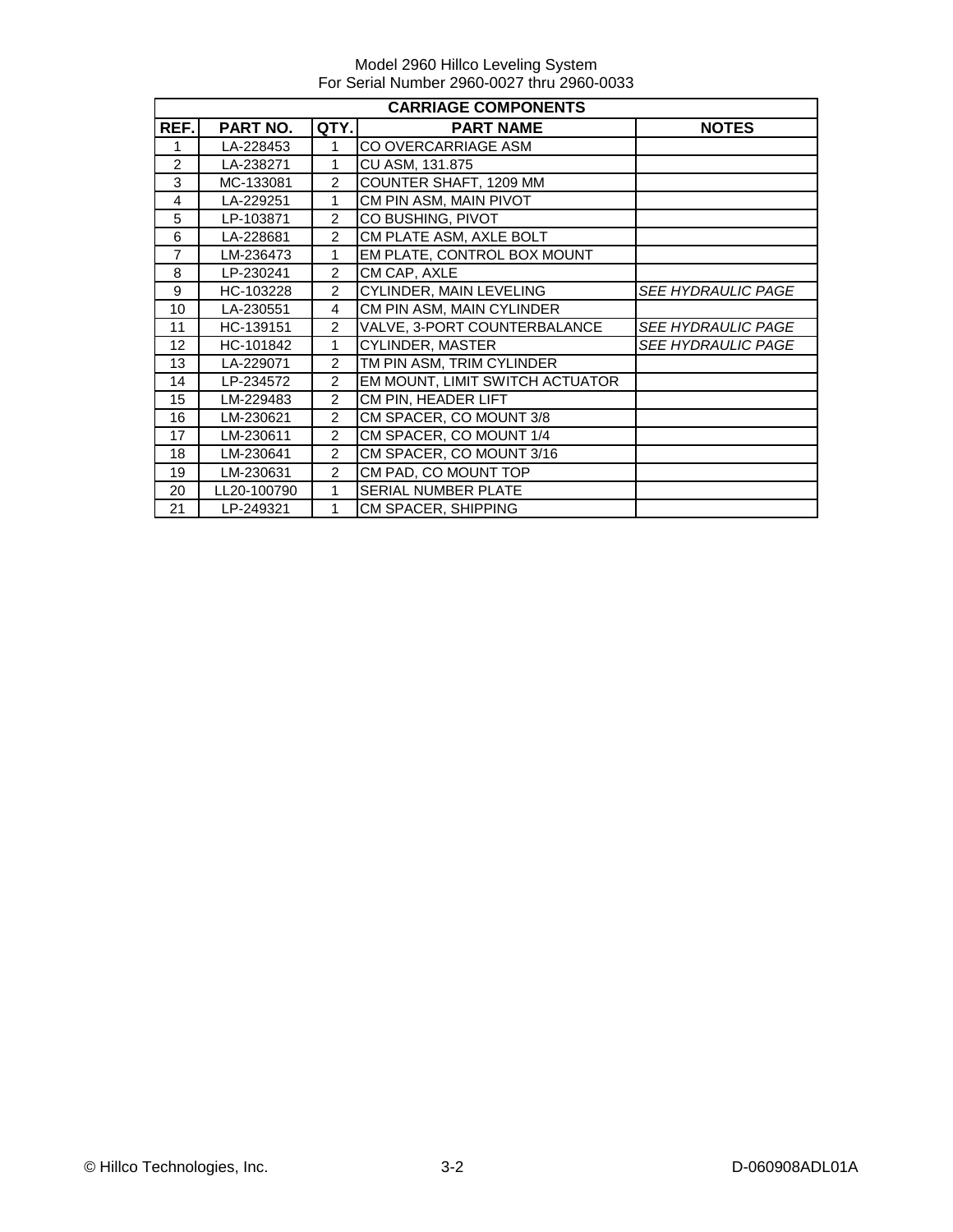Model 2960 Hillco Leveling System
For Serial Number 2960-0027 thru 2960-0033

| CARRIAGE COMPONENTS | | | | |
|---|---|---|---|---|
| **REF.** | **PART NO.** | **QTY.** | **PART NAME** | **NOTES** |
| 1 | LA-228453 | 1 | CO OVERCARRIAGE ASM | |
| 2 | LA-238271 | 1 | CU ASM, 131.875 | |
| 3 | MC-133081 | 2 | COUNTER SHAFT, 1209 MM | |
| 4 | LA-229251 | 1 | CM PIN ASM, MAIN PIVOT | |
| 5 | LP-103871 | 2 | CO BUSHING, PIVOT | |
| 6 | LA-228681 | 2 | CM PLATE ASM, AXLE BOLT | |
| 7 | LM-236473 | 1 | EM PLATE, CONTROL BOX MOUNT | |
| 8 | LP-230241 | 2 | CM CAP, AXLE | |
| 9 | HC-103228 | 2 | CYLINDER, MAIN LEVELING | *SEE HYDRAULIC PAGE* |
| 10 | LA-230551 | 4 | CM PIN ASM, MAIN CYLINDER | |
| 11 | HC-139151 | 2 | VALVE, 3-PORT COUNTERBALANCE | *SEE HYDRAULIC PAGE* |
| 12 | HC-101842 | 1 | CYLINDER, MASTER | *SEE HYDRAULIC PAGE* |
| 13 | LA-229071 | 2 | TM PIN ASM, TRIM CYLINDER | |
| 14 | LP-234572 | 2 | EM MOUNT, LIMIT SWITCH ACTUATOR | |
| 15 | LM-229483 | 2 | CM PIN, HEADER LIFT | |
| 16 | LM-230621 | 2 | CM SPACER, CO MOUNT 3/8 | |
| 17 | LM-230611 | 2 | CM SPACER, CO MOUNT 1/4 | |
| 18 | LM-230641 | 2 | CM SPACER, CO MOUNT 3/16 | |
| 19 | LM-230631 | 2 | CM PAD, CO MOUNT TOP | |
| 20 | LL20-100790 | 1 | SERIAL NUMBER PLATE | |
| 21 | LP-249321 | 1 | CM SPACER, SHIPPING | |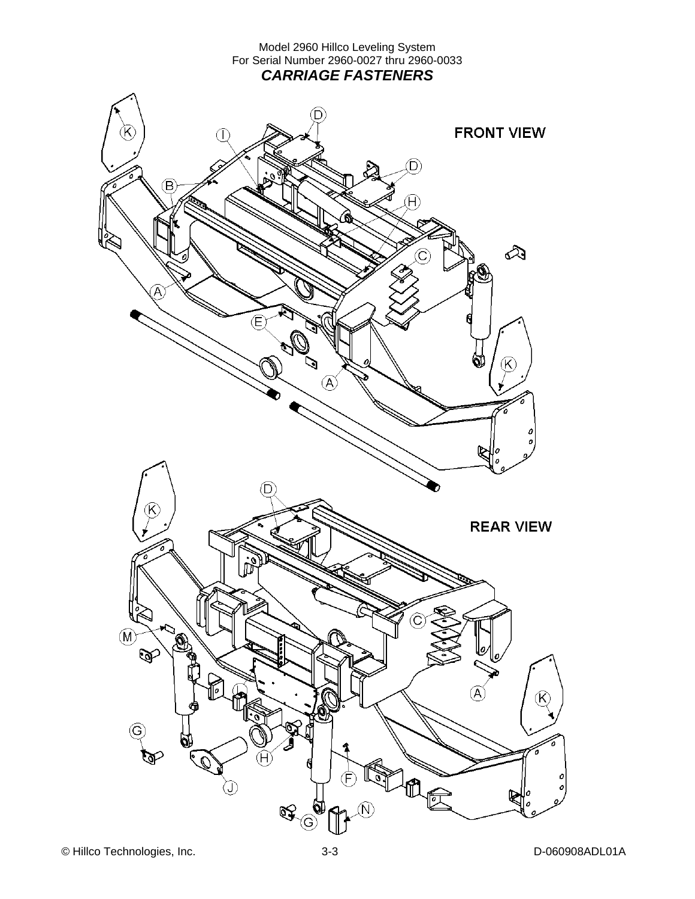Model 2960 Hillco Leveling System
For Serial Number 2960-0027 thru 2960-0033

# *CARRIAGE FASTENERS*

FRONT VIEW

REAR VIEW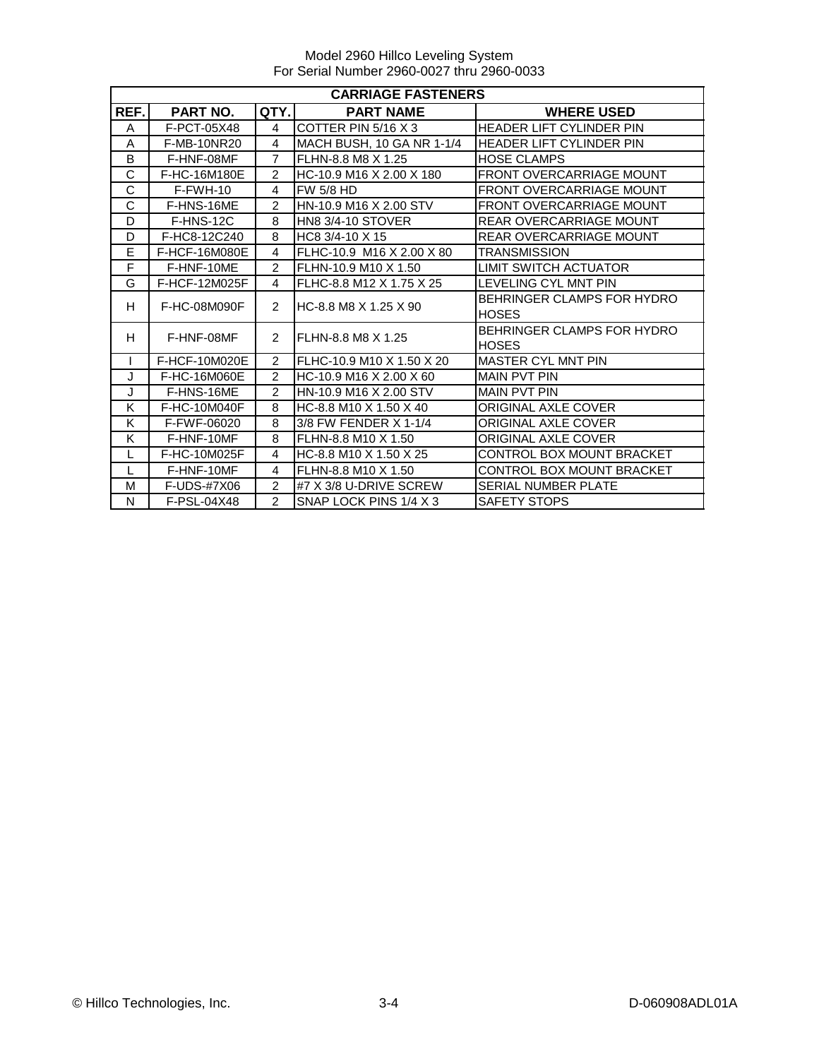Model 2960 Hillco Leveling System
For Serial Number 2960-0027 thru 2960-0033

| CARRIAGE FASTENERS | | | | |
|---|---|---|---|---|
| REF. | PART NO. | QTY. | PART NAME | WHERE USED |
| A | F-PCT-05X48 | 4 | COTTER PIN 5/16 X 3 | HEADER LIFT CYLINDER PIN |
| A | F-MB-10NR20 | 4 | MACH BUSH, 10 GA NR 1-1/4 | HEADER LIFT CYLINDER PIN |
| B | F-HNF-08MF | 7 | FLHN-8.8 M8 X 1.25 | HOSE CLAMPS |
| C | F-HC-16M180E | 2 | HC-10.9 M16 X 2.00 X 180 | FRONT OVERCARRIAGE MOUNT |
| C | F-FWH-10 | 4 | FW 5/8 HD | FRONT OVERCARRIAGE MOUNT |
| C | F-HNS-16ME | 2 | HN-10.9 M16 X 2.00 STV | FRONT OVERCARRIAGE MOUNT |
| D | F-HNS-12C | 8 | HN8 3/4-10 STOVER | REAR OVERCARRIAGE MOUNT |
| D | F-HC8-12C240 | 8 | HC8 3/4-10 X 15 | REAR OVERCARRIAGE MOUNT |
| E | F-HCF-16M080E | 4 | FLHC-10.9 M16 X 2.00 X 80 | TRANSMISSION |
| F | F-HNF-10ME | 2 | FLHN-10.9 M10 X 1.50 | LIMIT SWITCH ACTUATOR |
| G | F-HCF-12M025F | 4 | FLHC-8.8 M12 X 1.75 X 25 | LEVELING CYL MNT PIN |
| H | F-HC-08M090F | 2 | HC-8.8 M8 X 1.25 X 90 | BEHRINGER CLAMPS FOR HYDRO HOSES |
| H | F-HNF-08MF | 2 | FLHN-8.8 M8 X 1.25 | BEHRINGER CLAMPS FOR HYDRO HOSES |
| I | F-HCF-10M020E | 2 | FLHC-10.9 M10 X 1.50 X 20 | MASTER CYL MNT PIN |
| J | F-HC-16M060E | 2 | HC-10.9 M16 X 2.00 X 60 | MAIN PVT PIN |
| J | F-HNS-16ME | 2 | HN-10.9 M16 X 2.00 STV | MAIN PVT PIN |
| K | F-HC-10M040F | 8 | HC-8.8 M10 X 1.50 X 40 | ORIGINAL AXLE COVER |
| K | F-FWF-06020 | 8 | 3/8 FW FENDER X 1-1/4 | ORIGINAL AXLE COVER |
| K | F-HNF-10MF | 8 | FLHN-8.8 M10 X 1.50 | ORIGINAL AXLE COVER |
| L | F-HC-10M025F | 4 | HC-8.8 M10 X 1.50 X 25 | CONTROL BOX MOUNT BRACKET |
| L | F-HNF-10MF | 4 | FLHN-8.8 M10 X 1.50 | CONTROL BOX MOUNT BRACKET |
| M | F-UDS-#7X06 | 2 | #7 X 3/8 U-DRIVE SCREW | SERIAL NUMBER PLATE |
| N | F-PSL-04X48 | 2 | SNAP LOCK PINS 1/4 X 3 | SAFETY STOPS |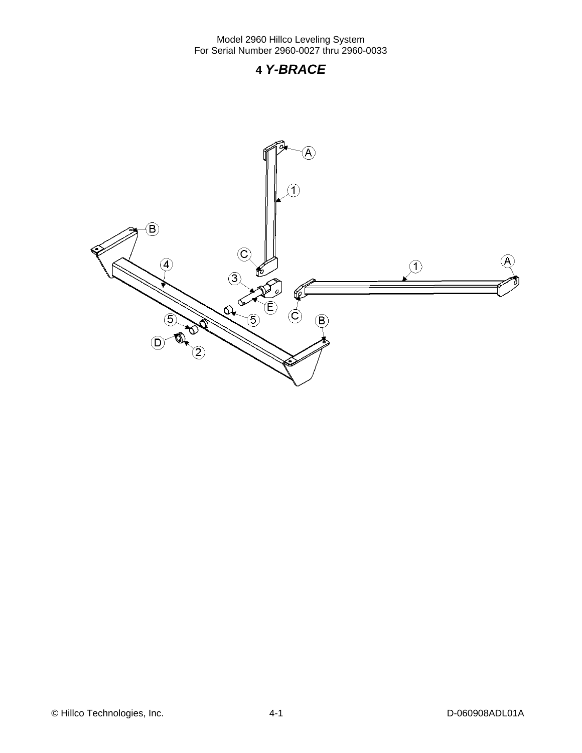# 4 *Y-BRACE*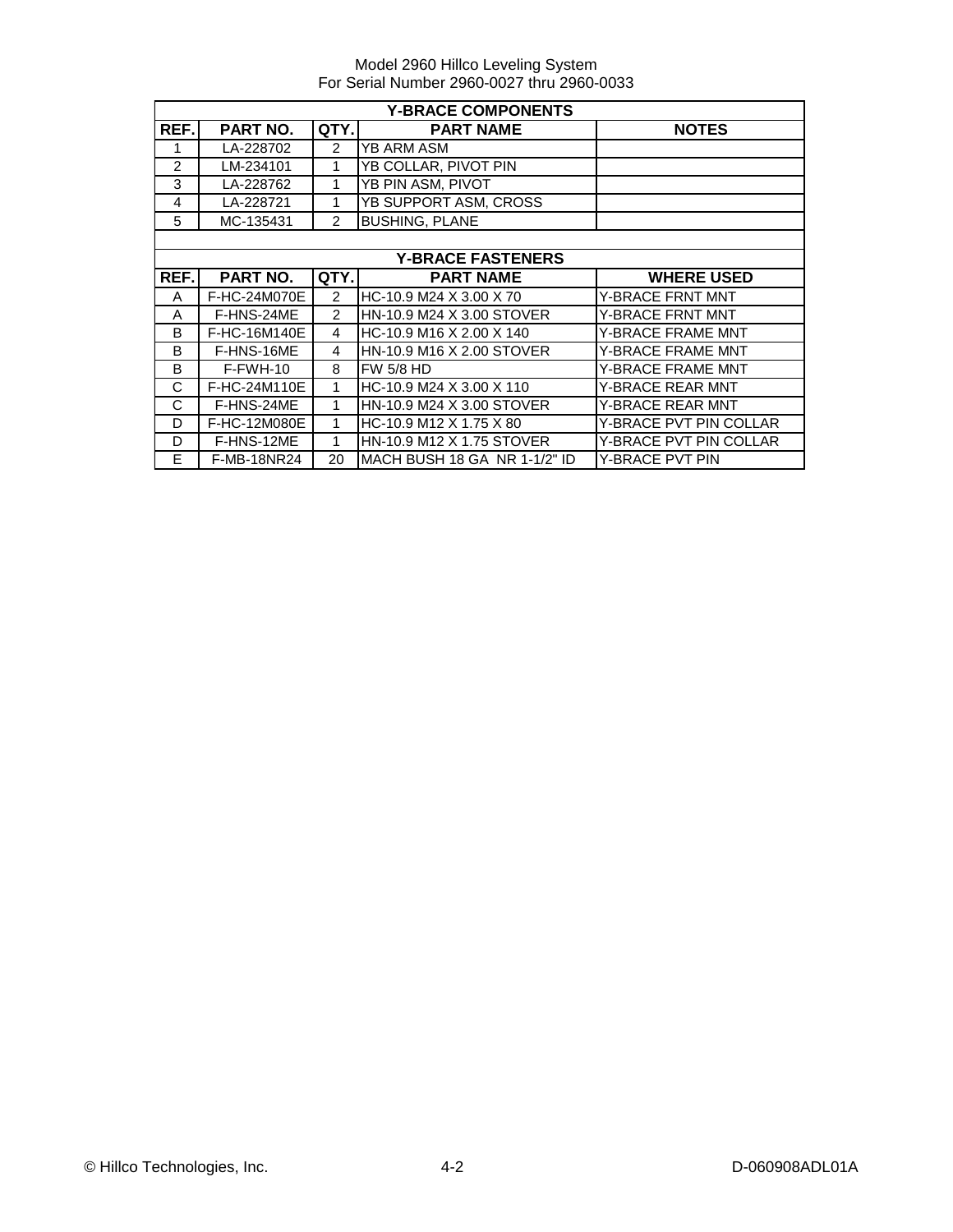Model 2960 Hillco Leveling System
For Serial Number 2960-0027 thru 2960-0033

## Y-BRACE COMPONENTS

| REF. | PART NO. | QTY. | PART NAME | NOTES |
|---|---|---|---|---|
| 1 | LA-228702 | 2 | YB ARM ASM | |
| 2 | LM-234101 | 1 | YB COLLAR, PIVOT PIN | |
| 3 | LA-228762 | 1 | YB PIN ASM, PIVOT | |
| 4 | LA-228721 | 1 | YB SUPPORT ASM, CROSS | |
| 5 | MC-135431 | 2 | BUSHING, PLANE | |

## Y-BRACE FASTENERS

| REF. | PART NO. | QTY. | PART NAME | WHERE USED |
|---|---|---|---|---|
| A | F-HC-24M070E | 2 | HC-10.9 M24 X 3.00 X 70 | Y-BRACE FRNT MNT |
| A | F-HNS-24ME | 2 | HN-10.9 M24 X 3.00 STOVER | Y-BRACE FRNT MNT |
| B | F-HC-16M140E | 4 | HC-10.9 M16 X 2.00 X 140 | Y-BRACE FRAME MNT |
| B | F-HNS-16ME | 4 | HN-10.9 M16 X 2.00 STOVER | Y-BRACE FRAME MNT |
| B | F-FWH-10 | 8 | FW 5/8 HD | Y-BRACE FRAME MNT |
| C | F-HC-24M110E | 1 | HC-10.9 M24 X 3.00 X 110 | Y-BRACE REAR MNT |
| C | F-HNS-24ME | 1 | HN-10.9 M24 X 3.00 STOVER | Y-BRACE REAR MNT |
| D | F-HC-12M080E | 1 | HC-10.9 M12 X 1.75 X 80 | Y-BRACE PVT PIN COLLAR |
| D | F-HNS-12ME | 1 | HN-10.9 M12 X 1.75 STOVER | Y-BRACE PVT PIN COLLAR |
| E | F-MB-18NR24 | 20 | MACH BUSH 18 GA NR 1-1/2" ID | Y-BRACE PVT PIN |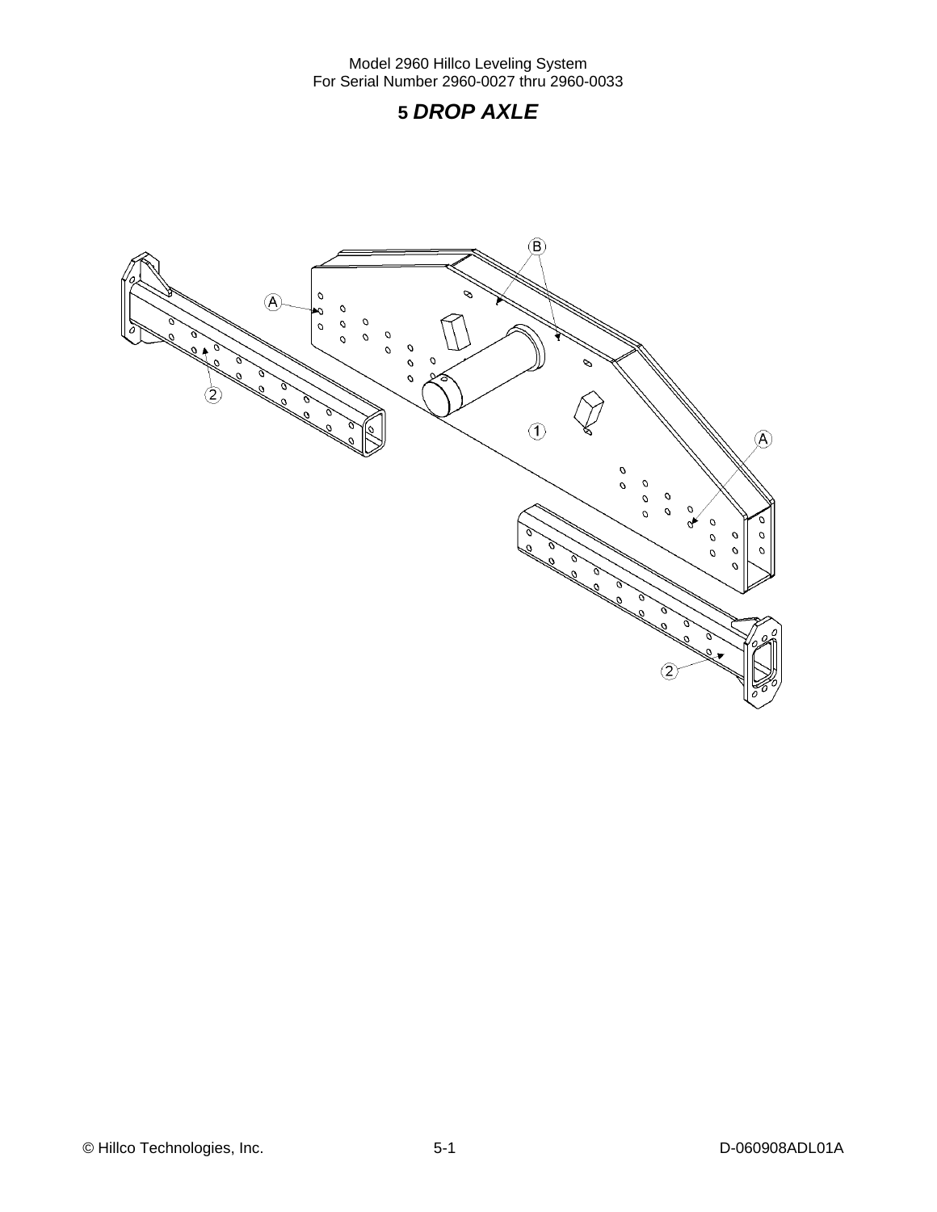# 5 *DROP AXLE*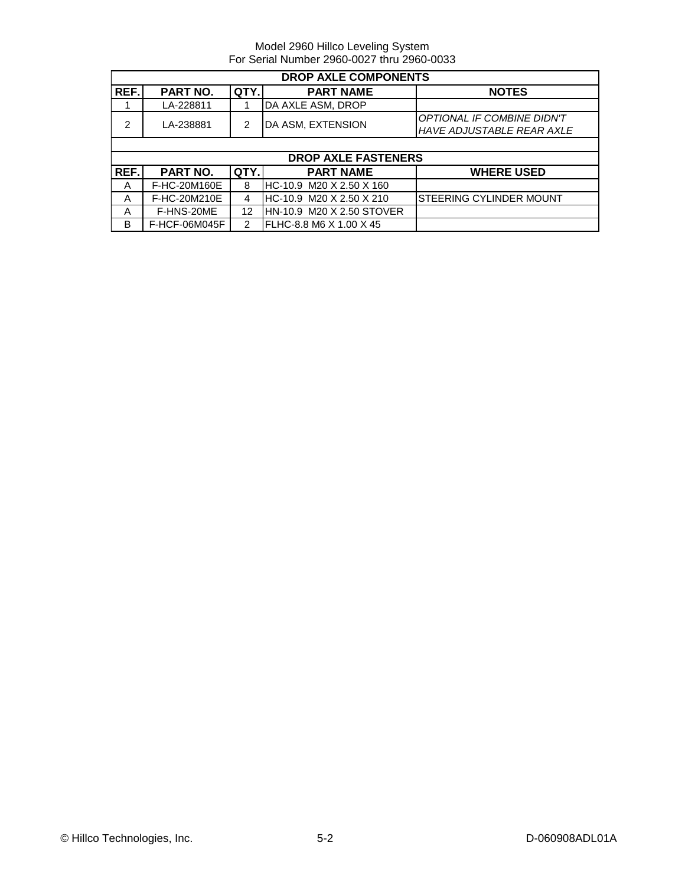Model 2960 Hillco Leveling System
For Serial Number 2960-0027 thru 2960-0033

| DROP AXLE COMPONENTS | | | | |
|---|---|---|---|---|
| **REF.** | **PART NO.** | **QTY.** | **PART NAME** | **NOTES** |
| 1 | LA-228811 | 1 | DA AXLE ASM, DROP | |
| 2 | LA-238881 | 2 | DA ASM, EXTENSION | *OPTIONAL IF COMBINE DIDN'T HAVE ADJUSTABLE REAR AXLE* |

| DROP AXLE FASTENERS | | | | |
|---|---|---|---|---|
| **REF.** | **PART NO.** | **QTY.** | **PART NAME** | **WHERE USED** |
| A | F-HC-20M160E | 8 | HC-10.9 M20 X 2.50 X 160 | |
| A | F-HC-20M210E | 4 | HC-10.9 M20 X 2.50 X 210 | STEERING CYLINDER MOUNT |
| A | F-HNS-20ME | 12 | HN-10.9 M20 X 2.50 STOVER | |
| B | F-HCF-06M045F | 2 | FLHC-8.8 M6 X 1.00 X 45 | |

© Hillco Technologies, Inc. 5-2 D-060908ADL01A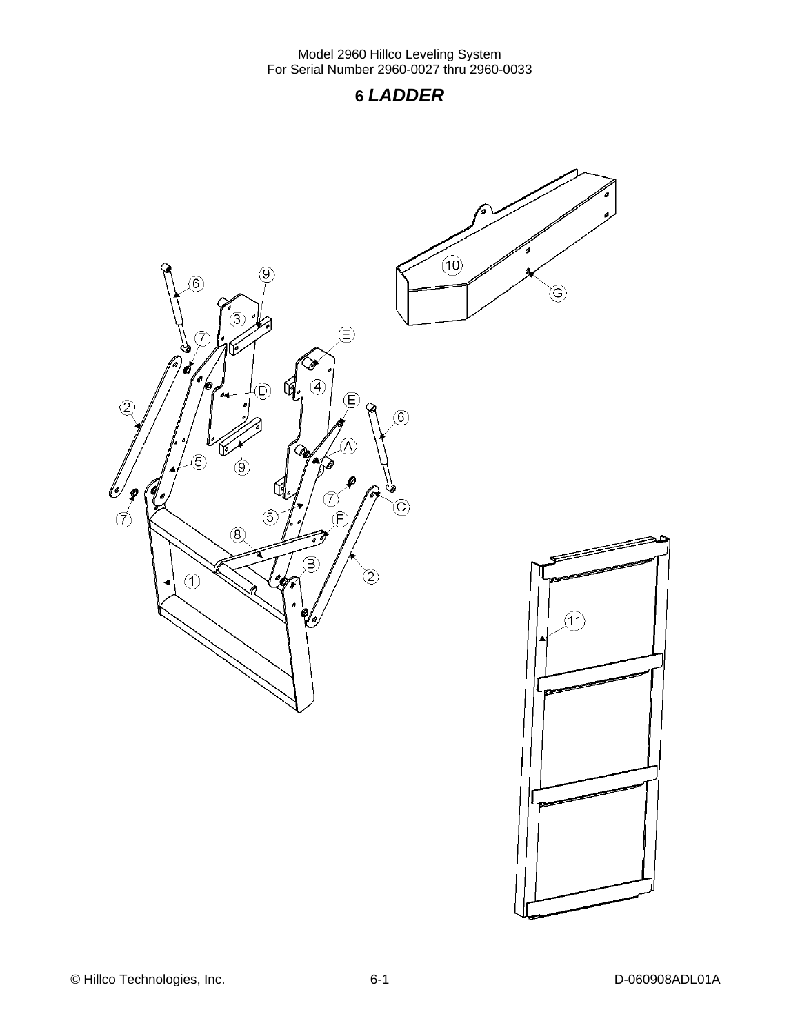# 6 *LADDER*

10

G

6

9

3

7

E

2

D

4

E

6

5

A

9

7

7

C

5

8

F

B

1

2

11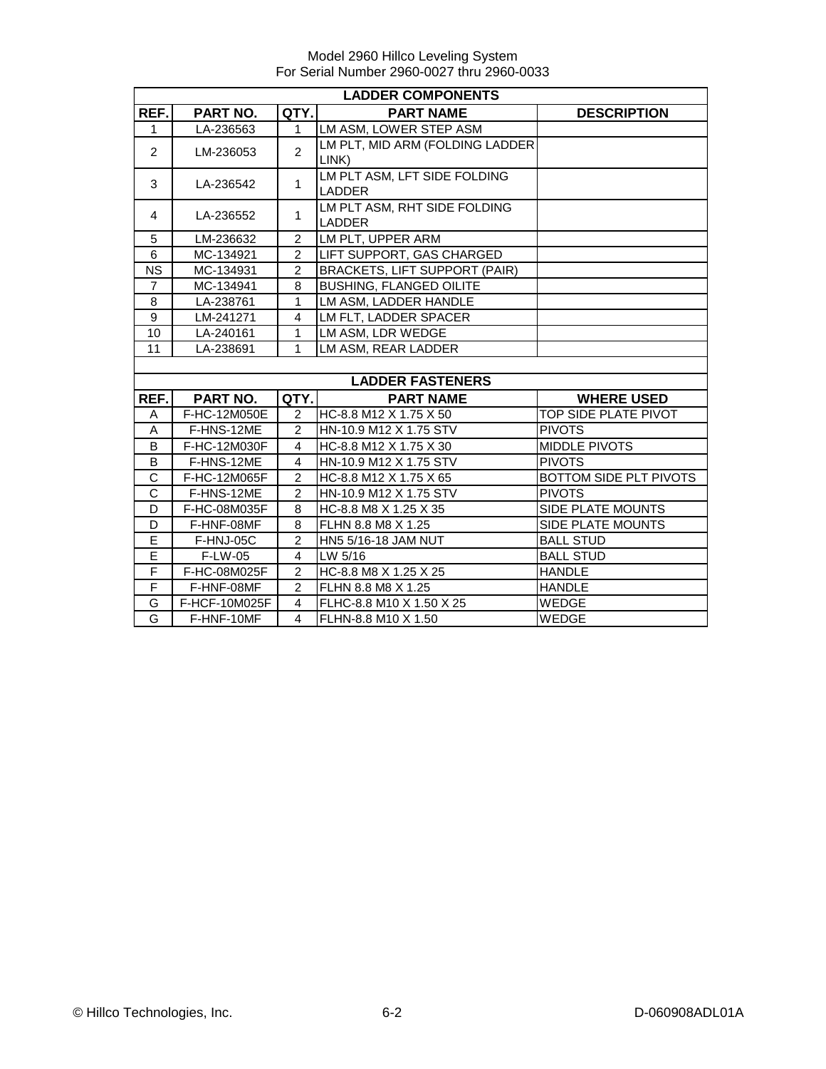Model 2960 Hillco Leveling System
For Serial Number 2960-0027 thru 2960-0033

| LADDER COMPONENTS | | | | |
|---|---|---|---|---|
| REF. | PART NO. | QTY. | PART NAME | DESCRIPTION |
| 1 | LA-236563 | 1 | LM ASM, LOWER STEP ASM | |
| 2 | LM-236053 | 2 | LM PLT, MID ARM (FOLDING LADDER LINK) | |
| 3 | LA-236542 | 1 | LM PLT ASM, LFT SIDE FOLDING LADDER | |
| 4 | LA-236552 | 1 | LM PLT ASM, RHT SIDE FOLDING LADDER | |
| 5 | LM-236632 | 2 | LM PLT, UPPER ARM | |
| 6 | MC-134921 | 2 | LIFT SUPPORT, GAS CHARGED | |
| NS | MC-134931 | 2 | BRACKETS, LIFT SUPPORT (PAIR) | |
| 7 | MC-134941 | 8 | BUSHING, FLANGED OILITE | |
| 8 | LA-238761 | 1 | LM ASM, LADDER HANDLE | |
| 9 | LM-241271 | 4 | LM FLT, LADDER SPACER | |
| 10 | LA-240161 | 1 | LM ASM, LDR WEDGE | |
| 11 | LA-238691 | 1 | LM ASM, REAR LADDER | |

| LADDER FASTENERS | | | | |
|---|---|---|---|---|
| REF. | PART NO. | QTY. | PART NAME | WHERE USED |
| A | F-HC-12M050E | 2 | HC-8.8 M12 X 1.75 X 50 | TOP SIDE PLATE PIVOT |
| A | F-HNS-12ME | 2 | HN-10.9 M12 X 1.75 STV | PIVOTS |
| B | F-HC-12M030F | 4 | HC-8.8 M12 X 1.75 X 30 | MIDDLE PIVOTS |
| B | F-HNS-12ME | 4 | HN-10.9 M12 X 1.75 STV | PIVOTS |
| C | F-HC-12M065F | 2 | HC-8.8 M12 X 1.75 X 65 | BOTTOM SIDE PLT PIVOTS |
| C | F-HNS-12ME | 2 | HN-10.9 M12 X 1.75 STV | PIVOTS |
| D | F-HC-08M035F | 8 | HC-8.8 M8 X 1.25 X 35 | SIDE PLATE MOUNTS |
| D | F-HNF-08MF | 8 | FLHN 8.8 M8 X 1.25 | SIDE PLATE MOUNTS |
| E | F-HNJ-05C | 2 | HN5 5/16-18 JAM NUT | BALL STUD |
| E | F-LW-05 | 4 | LW 5/16 | BALL STUD |
| F | F-HC-08M025F | 2 | HC-8.8 M8 X 1.25 X 25 | HANDLE |
| F | F-HNF-08MF | 2 | FLHN 8.8 M8 X 1.25 | HANDLE |
| G | F-HCF-10M025F | 4 | FLHC-8.8 M10 X 1.50 X 25 | WEDGE |
| G | F-HNF-10MF | 4 | FLHN-8.8 M10 X 1.50 | WEDGE |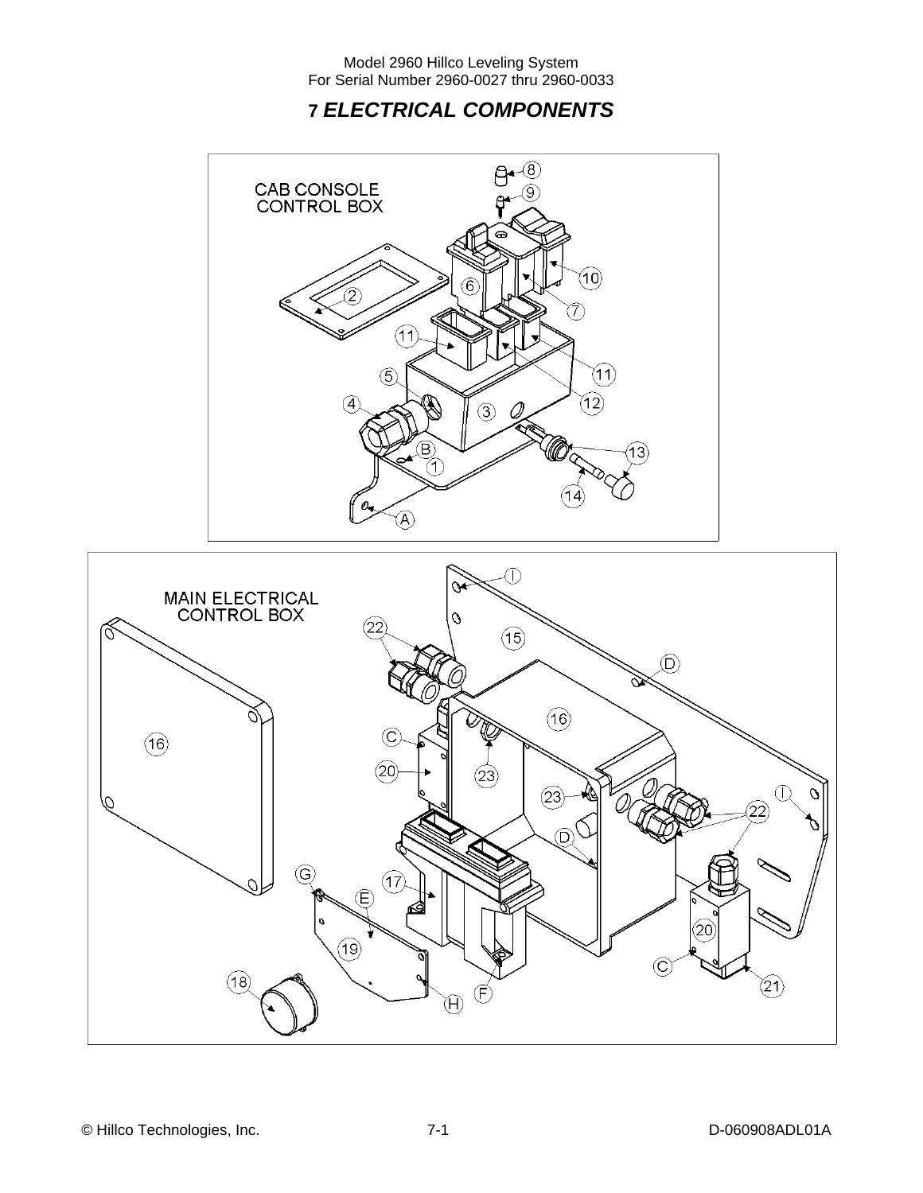# 7 ELECTRICAL COMPONENTS

CAB CONSOLE CONTROL BOX

MAIN ELECTRICAL CONTROL BOX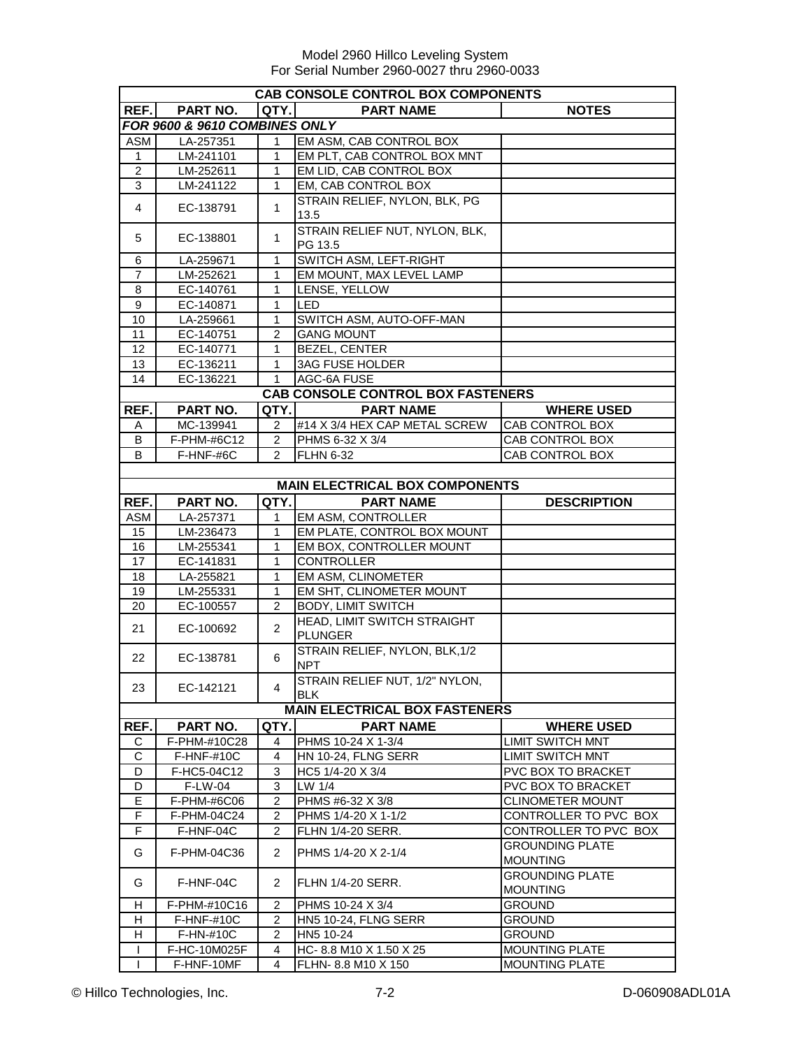Model 2960 Hillco Leveling System
For Serial Number 2960-0027 thru 2960-0033

| CAB CONSOLE CONTROL BOX COMPONENTS | | | | |
|---|---|---|---|---|
| **REF.** | **PART NO.** | **QTY.** | **PART NAME** | **NOTES** |
| ***FOR 9600 & 9610 COMBINES ONLY*** | | | | |
| ASM | LA-257351 | 1 | EM ASM, CAB CONTROL BOX | |
| 1 | LM-241101 | 1 | EM PLT, CAB CONTROL BOX MNT | |
| 2 | LM-252611 | 1 | EM LID, CAB CONTROL BOX | |
| 3 | LM-241122 | 1 | EM, CAB CONTROL BOX | |
| 4 | EC-138791 | 1 | STRAIN RELIEF, NYLON, BLK, PG 13.5 | |
| 5 | EC-138801 | 1 | STRAIN RELIEF NUT, NYLON, BLK, PG 13.5 | |
| 6 | LA-259671 | 1 | SWITCH ASM, LEFT-RIGHT | |
| 7 | LM-252621 | 1 | EM MOUNT, MAX LEVEL LAMP | |
| 8 | EC-140761 | 1 | LENSE, YELLOW | |
| 9 | EC-140871 | 1 | LED | |
| 10 | LA-259661 | 1 | SWITCH ASM, AUTO-OFF-MAN | |
| 11 | EC-140751 | 2 | GANG MOUNT | |
| 12 | EC-140771 | 1 | BEZEL, CENTER | |
| 13 | EC-136211 | 1 | 3AG FUSE HOLDER | |
| 14 | EC-136221 | 1 | AGC-6A FUSE | |

| CAB CONSOLE CONTROL BOX FASTENERS | | | | |
|---|---|---|---|---|
| **REF.** | **PART NO.** | **QTY.** | **PART NAME** | **WHERE USED** |
| A | MC-139941 | 2 | #14 X 3/4 HEX CAP METAL SCREW | CAB CONTROL BOX |
| B | F-PHM-#6C12 | 2 | PHMS 6-32 X 3/4 | CAB CONTROL BOX |
| B | F-HNF-#6C | 2 | FLHN 6-32 | CAB CONTROL BOX |

| MAIN ELECTRICAL BOX COMPONENTS | | | | |
|---|---|---|---|---|
| **REF.** | **PART NO.** | **QTY.** | **PART NAME** | **DESCRIPTION** |
| ASM | LA-257371 | 1 | EM ASM, CONTROLLER | |
| 15 | LM-236473 | 1 | EM PLATE, CONTROL BOX MOUNT | |
| 16 | LM-255341 | 1 | EM BOX, CONTROLLER MOUNT | |
| 17 | EC-141831 | 1 | CONTROLLER | |
| 18 | LA-255821 | 1 | EM ASM, CLINOMETER | |
| 19 | LM-255331 | 1 | EM SHT, CLINOMETER MOUNT | |
| 20 | EC-100557 | 2 | BODY, LIMIT SWITCH | |
| 21 | EC-100692 | 2 | HEAD, LIMIT SWITCH STRAIGHT PLUNGER | |
| 22 | EC-138781 | 6 | STRAIN RELIEF, NYLON, BLK,1/2 NPT | |
| 23 | EC-142121 | 4 | STRAIN RELIEF NUT, 1/2" NYLON, BLK | |

| MAIN ELECTRICAL BOX FASTENERS | | | | |
|---|---|---|---|---|
| **REF.** | **PART NO.** | **QTY.** | **PART NAME** | **WHERE USED** |
| C | F-PHM-#10C28 | 4 | PHMS 10-24 X 1-3/4 | LIMIT SWITCH MNT |
| C | F-HNF-#10C | 4 | HN 10-24, FLNG SERR | LIMIT SWITCH MNT |
| D | F-HC5-04C12 | 3 | HC5 1/4-20 X 3/4 | PVC BOX TO BRACKET |
| D | F-LW-04 | 3 | LW 1/4 | PVC BOX TO BRACKET |
| E | F-PHM-#6C06 | 2 | PHMS #6-32 X 3/8 | CLINOMETER MOUNT |
| F | F-PHM-04C24 | 2 | PHMS 1/4-20 X 1-1/2 | CONTROLLER TO PVC BOX |
| F | F-HNF-04C | 2 | FLHN 1/4-20 SERR. | CONTROLLER TO PVC BOX |
| G | F-PHM-04C36 | 2 | PHMS 1/4-20 X 2-1/4 | GROUNDING PLATE MOUNTING |
| G | F-HNF-04C | 2 | FLHN 1/4-20 SERR. | GROUNDING PLATE MOUNTING |
| H | F-PHM-#10C16 | 2 | PHMS 10-24 X 3/4 | GROUND |
| H | F-HNF-#10C | 2 | HN5 10-24, FLNG SERR | GROUND |
| H | F-HN-#10C | 2 | HN5 10-24 | GROUND |
| I | F-HC-10M025F | 4 | HC- 8.8 M10 X 1.50 X 25 | MOUNTING PLATE |
| I | F-HNF-10MF | 4 | FLHN- 8.8 M10 X 150 | MOUNTING PLATE |

© Hillco Technologies, Inc. 7-2 D-060908ADL01A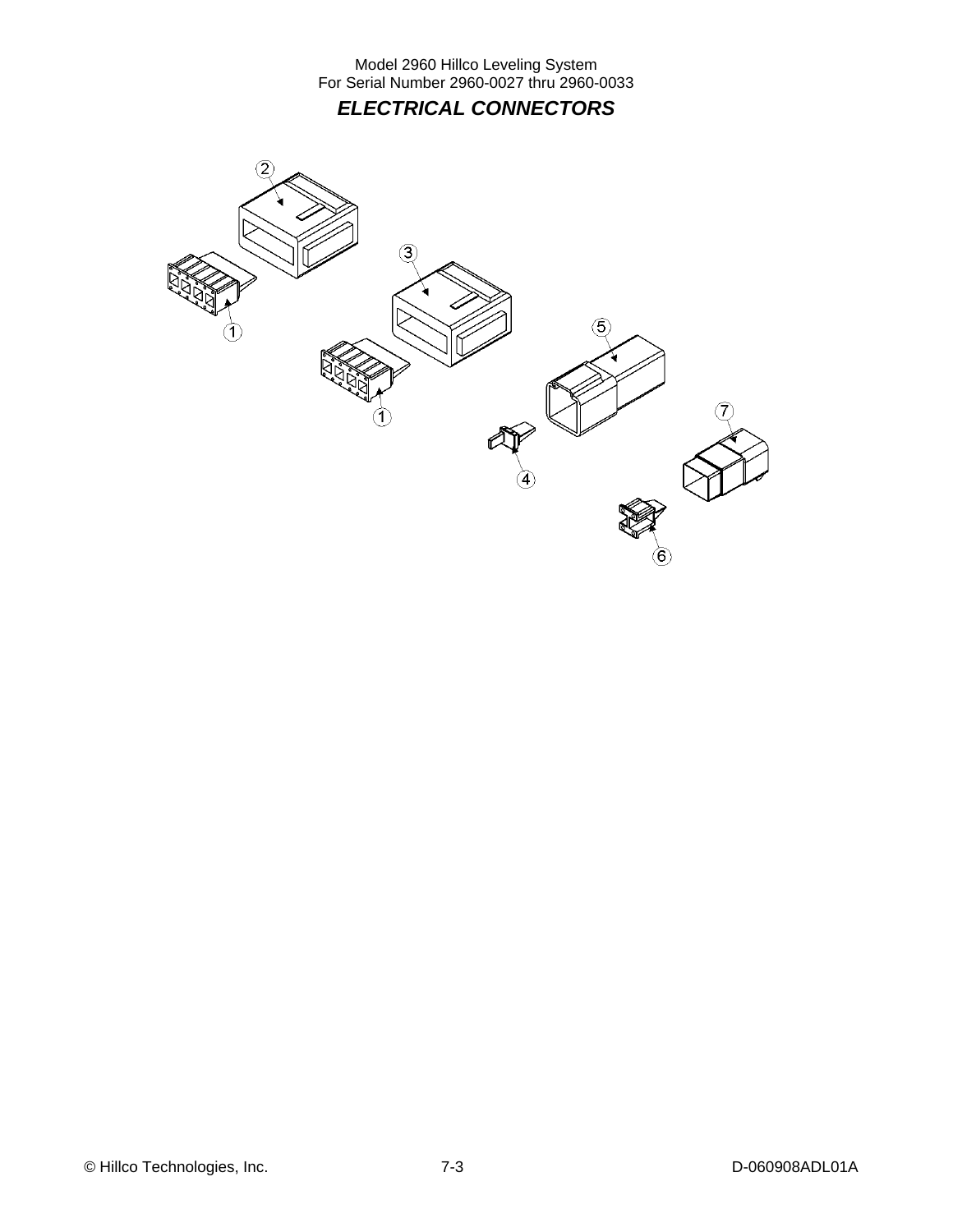## *ELECTRICAL CONNECTORS*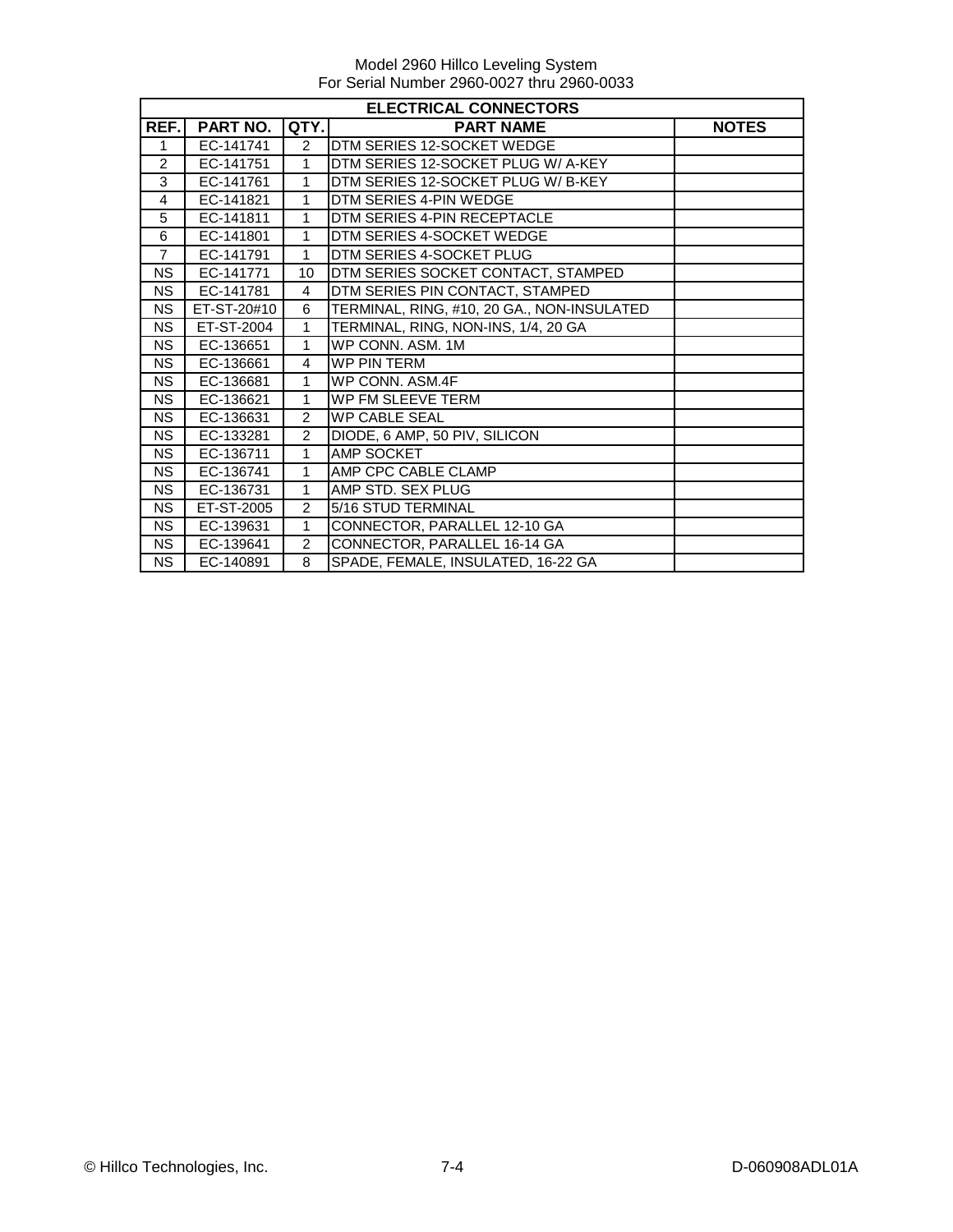| ELECTRICAL CONNECTORS | | | | |
|---|---|---|---|---|
| REF. | PART NO. | QTY. | PART NAME | NOTES |
| 1 | EC-141741 | 2 | DTM SERIES 12-SOCKET WEDGE | |
| 2 | EC-141751 | 1 | DTM SERIES 12-SOCKET PLUG W/ A-KEY | |
| 3 | EC-141761 | 1 | DTM SERIES 12-SOCKET PLUG W/ B-KEY | |
| 4 | EC-141821 | 1 | DTM SERIES 4-PIN WEDGE | |
| 5 | EC-141811 | 1 | DTM SERIES 4-PIN RECEPTACLE | |
| 6 | EC-141801 | 1 | DTM SERIES 4-SOCKET WEDGE | |
| 7 | EC-141791 | 1 | DTM SERIES 4-SOCKET PLUG | |
| NS | EC-141771 | 10 | DTM SERIES SOCKET CONTACT, STAMPED | |
| NS | EC-141781 | 4 | DTM SERIES PIN CONTACT, STAMPED | |
| NS | ET-ST-20#10 | 6 | TERMINAL, RING, #10, 20 GA., NON-INSULATED | |
| NS | ET-ST-2004 | 1 | TERMINAL, RING, NON-INS, 1/4, 20 GA | |
| NS | EC-136651 | 1 | WP CONN. ASM. 1M | |
| NS | EC-136661 | 4 | WP PIN TERM | |
| NS | EC-136681 | 1 | WP CONN. ASM.4F | |
| NS | EC-136621 | 1 | WP FM SLEEVE TERM | |
| NS | EC-136631 | 2 | WP CABLE SEAL | |
| NS | EC-133281 | 2 | DIODE, 6 AMP, 50 PIV, SILICON | |
| NS | EC-136711 | 1 | AMP SOCKET | |
| NS | EC-136741 | 1 | AMP CPC CABLE CLAMP | |
| NS | EC-136731 | 1 | AMP STD. SEX PLUG | |
| NS | ET-ST-2005 | 2 | 5/16 STUD TERMINAL | |
| NS | EC-139631 | 1 | CONNECTOR, PARALLEL 12-10 GA | |
| NS | EC-139641 | 2 | CONNECTOR, PARALLEL 16-14 GA | |
| NS | EC-140891 | 8 | SPADE, FEMALE, INSULATED, 16-22 GA | |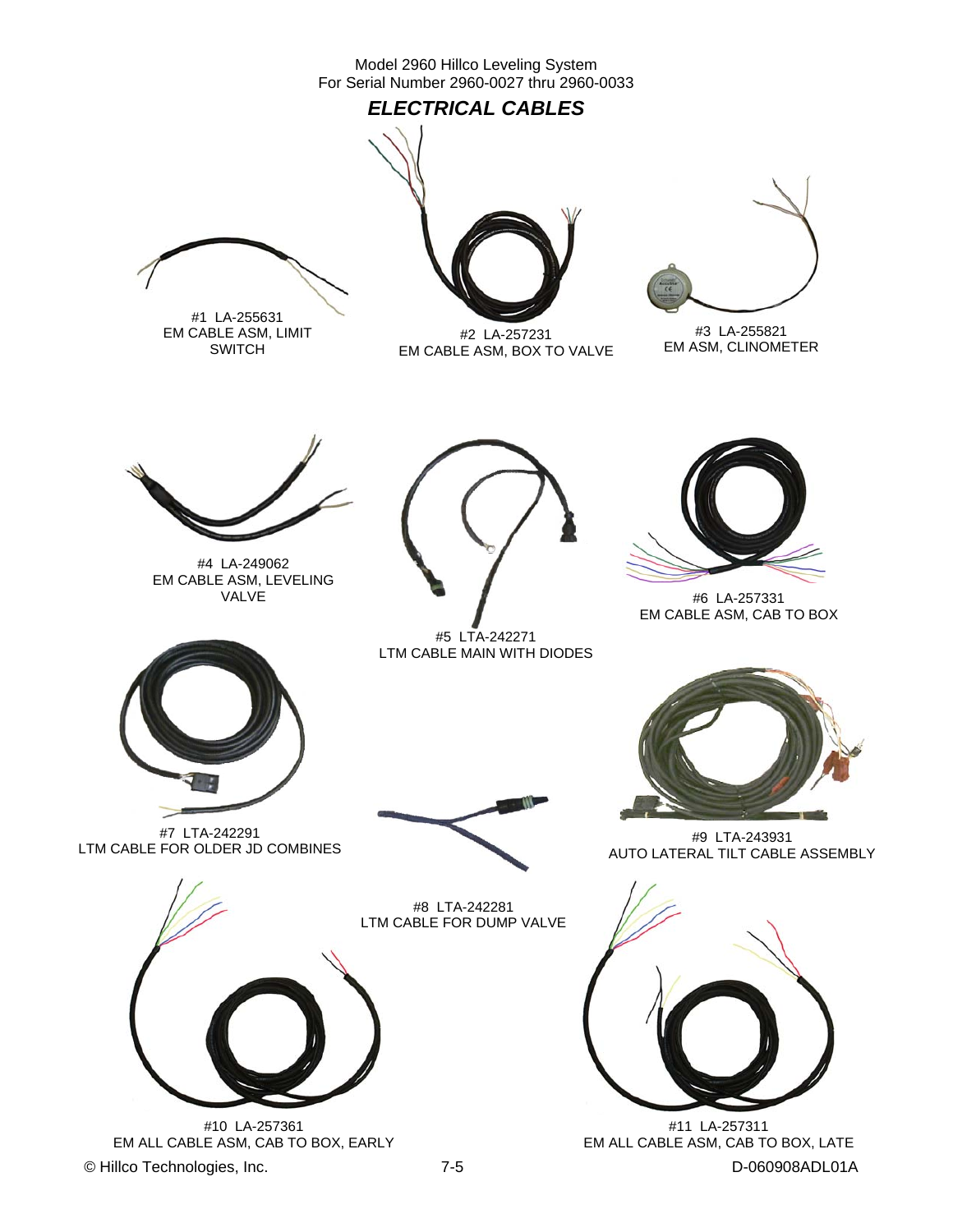Model 2960 Hillco Leveling System
For Serial Number 2960-0027 thru 2960-0033

## *ELECTRICAL CABLES*

#1 LA-255631
EM CABLE ASM, LIMIT SWITCH

#2 LA-257231
EM CABLE ASM, BOX TO VALVE

#3 LA-255821
EM ASM, CLINOMETER

#4 LA-249062
EM CABLE ASM, LEVELING VALVE

#5 LTA-242271
LTM CABLE MAIN WITH DIODES

#6 LA-257331
EM CABLE ASM, CAB TO BOX

#7 LTA-242291
LTM CABLE FOR OLDER JD COMBINES

#8 LTA-242281
LTM CABLE FOR DUMP VALVE

#9 LTA-243931
AUTO LATERAL TILT CABLE ASSEMBLY

#10 LA-257361
EM ALL CABLE ASM, CAB TO BOX, EARLY

#11 LA-257311
EM ALL CABLE ASM, CAB TO BOX, LATE

© Hillco Technologies, Inc. D-060908ADL01A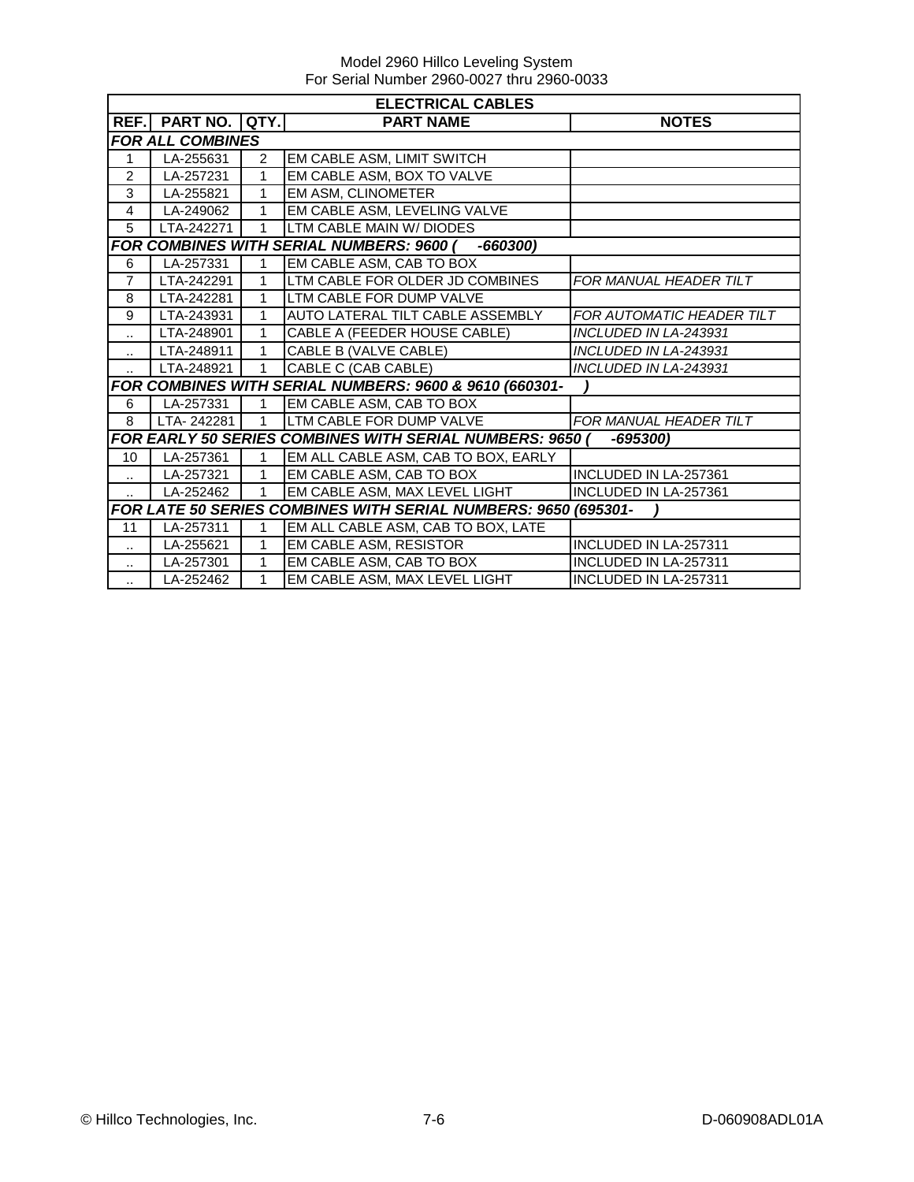Model 2960 Hillco Leveling System
For Serial Number 2960-0027 thru 2960-0033

| ELECTRICAL CABLES | | | | |
|---|---|---|---|---|
| **REF.** | **PART NO.** | **QTY.** | **PART NAME** | **NOTES** |
| ***FOR ALL COMBINES*** | | | | |
| 1 | LA-255631 | 2 | EM CABLE ASM, LIMIT SWITCH | |
| 2 | LA-257231 | 1 | EM CABLE ASM, BOX TO VALVE | |
| 3 | LA-255821 | 1 | EM ASM, CLINOMETER | |
| 4 | LA-249062 | 1 | EM CABLE ASM, LEVELING VALVE | |
| 5 | LTA-242271 | 1 | LTM CABLE MAIN W/ DIODES | |
| ***FOR COMBINES WITH SERIAL NUMBERS: 9600 ( -660300)*** | | | | |
| 6 | LA-257331 | 1 | EM CABLE ASM, CAB TO BOX | |
| 7 | LTA-242291 | 1 | LTM CABLE FOR OLDER JD COMBINES | *FOR MANUAL HEADER TILT* |
| 8 | LTA-242281 | 1 | LTM CABLE FOR DUMP VALVE | |
| 9 | LTA-243931 | 1 | AUTO LATERAL TILT CABLE ASSEMBLY | *FOR AUTOMATIC HEADER TILT* |
| .. | LTA-248901 | 1 | CABLE A (FEEDER HOUSE CABLE) | *INCLUDED IN LA-243931* |
| .. | LTA-248911 | 1 | CABLE B (VALVE CABLE) | *INCLUDED IN LA-243931* |
| .. | LTA-248921 | 1 | CABLE C (CAB CABLE) | *INCLUDED IN LA-243931* |
| ***FOR COMBINES WITH SERIAL NUMBERS: 9600 & 9610 (660301- )*** | | | | |
| 6 | LA-257331 | 1 | EM CABLE ASM, CAB TO BOX | |
| 8 | LTA- 242281 | 1 | LTM CABLE FOR DUMP VALVE | *FOR MANUAL HEADER TILT* |
| ***FOR EARLY 50 SERIES COMBINES WITH SERIAL NUMBERS: 9650 ( -695300)*** | | | | |
| 10 | LA-257361 | 1 | EM ALL CABLE ASM, CAB TO BOX, EARLY | |
| .. | LA-257321 | 1 | EM CABLE ASM, CAB TO BOX | INCLUDED IN LA-257361 |
| .. | LA-252462 | 1 | EM CABLE ASM, MAX LEVEL LIGHT | INCLUDED IN LA-257361 |
| ***FOR LATE 50 SERIES COMBINES WITH SERIAL NUMBERS: 9650 (695301- )*** | | | | |
| 11 | LA-257311 | 1 | EM ALL CABLE ASM, CAB TO BOX, LATE | |
| .. | LA-255621 | 1 | EM CABLE ASM, RESISTOR | INCLUDED IN LA-257311 |
| .. | LA-257301 | 1 | EM CABLE ASM, CAB TO BOX | INCLUDED IN LA-257311 |
| .. | LA-252462 | 1 | EM CABLE ASM, MAX LEVEL LIGHT | INCLUDED IN LA-257311 |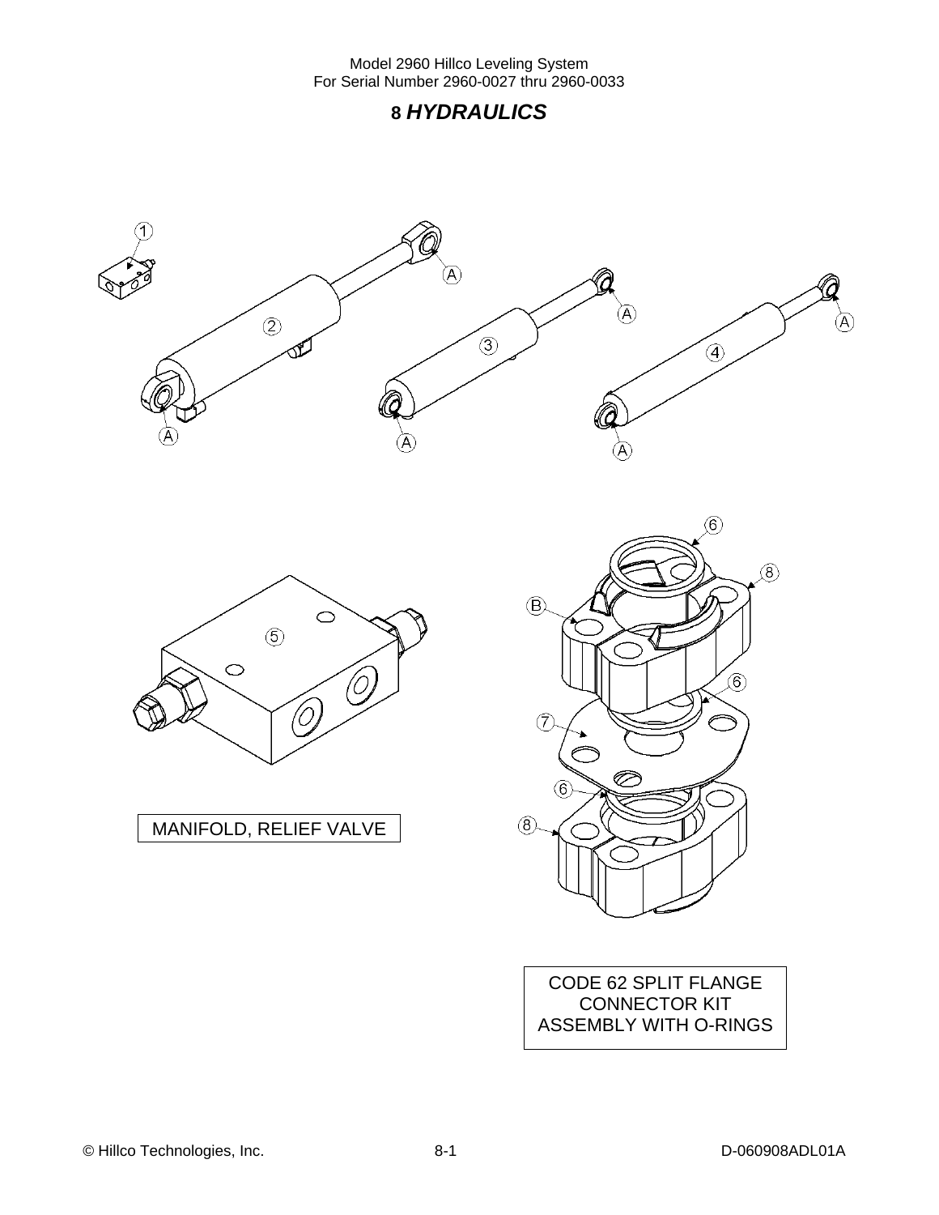# 8 *HYDRAULICS*

MANIFOLD, RELIEF VALVE

CODE 62 SPLIT FLANGE CONNECTOR KIT ASSEMBLY WITH O-RINGS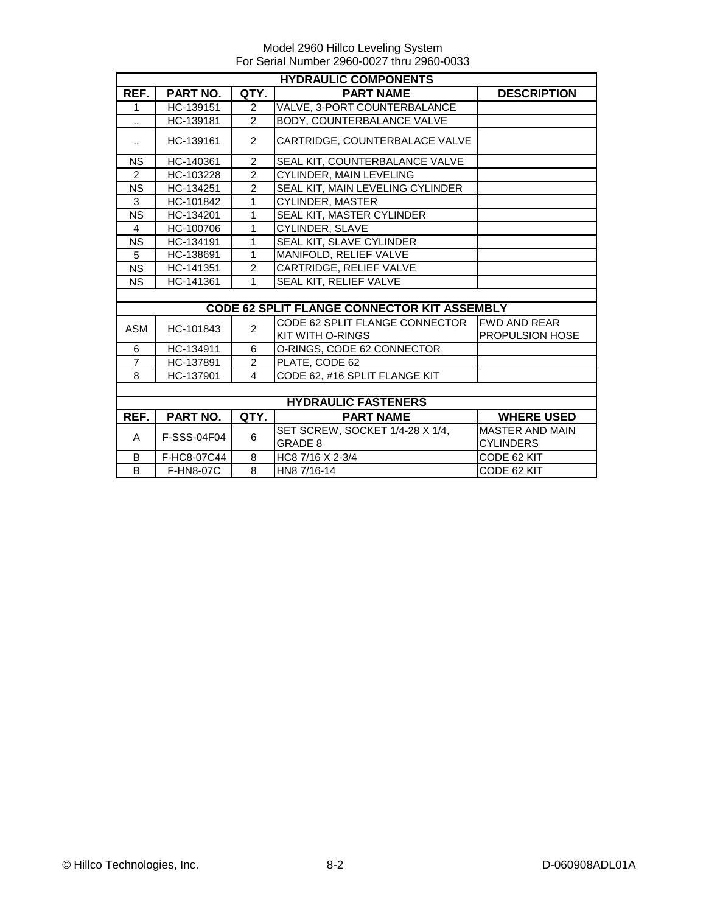Model 2960 Hillco Leveling System
For Serial Number 2960-0027 thru 2960-0033

| HYDRAULIC COMPONENTS | | | | |
|---|---|---|---|---|
| REF. | PART NO. | QTY. | PART NAME | DESCRIPTION |
| 1 | HC-139151 | 2 | VALVE, 3-PORT COUNTERBALANCE | |
| .. | HC-139181 | 2 | BODY, COUNTERBALANCE VALVE | |
| .. | HC-139161 | 2 | CARTRIDGE, COUNTERBALACE VALVE | |
| NS | HC-140361 | 2 | SEAL KIT, COUNTERBALANCE VALVE | |
| 2 | HC-103228 | 2 | CYLINDER, MAIN LEVELING | |
| NS | HC-134251 | 2 | SEAL KIT, MAIN LEVELING CYLINDER | |
| 3 | HC-101842 | 1 | CYLINDER, MASTER | |
| NS | HC-134201 | 1 | SEAL KIT, MASTER CYLINDER | |
| 4 | HC-100706 | 1 | CYLINDER, SLAVE | |
| NS | HC-134191 | 1 | SEAL KIT, SLAVE CYLINDER | |
| 5 | HC-138691 | 1 | MANIFOLD, RELIEF VALVE | |
| NS | HC-141351 | 2 | CARTRIDGE, RELIEF VALVE | |
| NS | HC-141361 | 1 | SEAL KIT, RELIEF VALVE | |
| | | | | |
| CODE 62 SPLIT FLANGE CONNECTOR KIT ASSEMBLY | | | | |
| ASM | HC-101843 | 2 | CODE 62 SPLIT FLANGE CONNECTOR KIT WITH O-RINGS | FWD AND REAR PROPULSION HOSE |
| 6 | HC-134911 | 6 | O-RINGS, CODE 62 CONNECTOR | |
| 7 | HC-137891 | 2 | PLATE, CODE 62 | |
| 8 | HC-137901 | 4 | CODE 62, #16 SPLIT FLANGE KIT | |
| | | | | |
| HYDRAULIC FASTENERS | | | | |
| REF. | PART NO. | QTY. | PART NAME | WHERE USED |
| A | F-SSS-04F04 | 6 | SET SCREW, SOCKET 1/4-28 X 1/4, GRADE 8 | MASTER AND MAIN CYLINDERS |
| B | F-HC8-07C44 | 8 | HC8 7/16 X 2-3/4 | CODE 62 KIT |
| B | F-HN8-07C | 8 | HN8 7/16-14 | CODE 62 KIT |

© Hillco Technologies, Inc. 8-2 D-060908ADL01A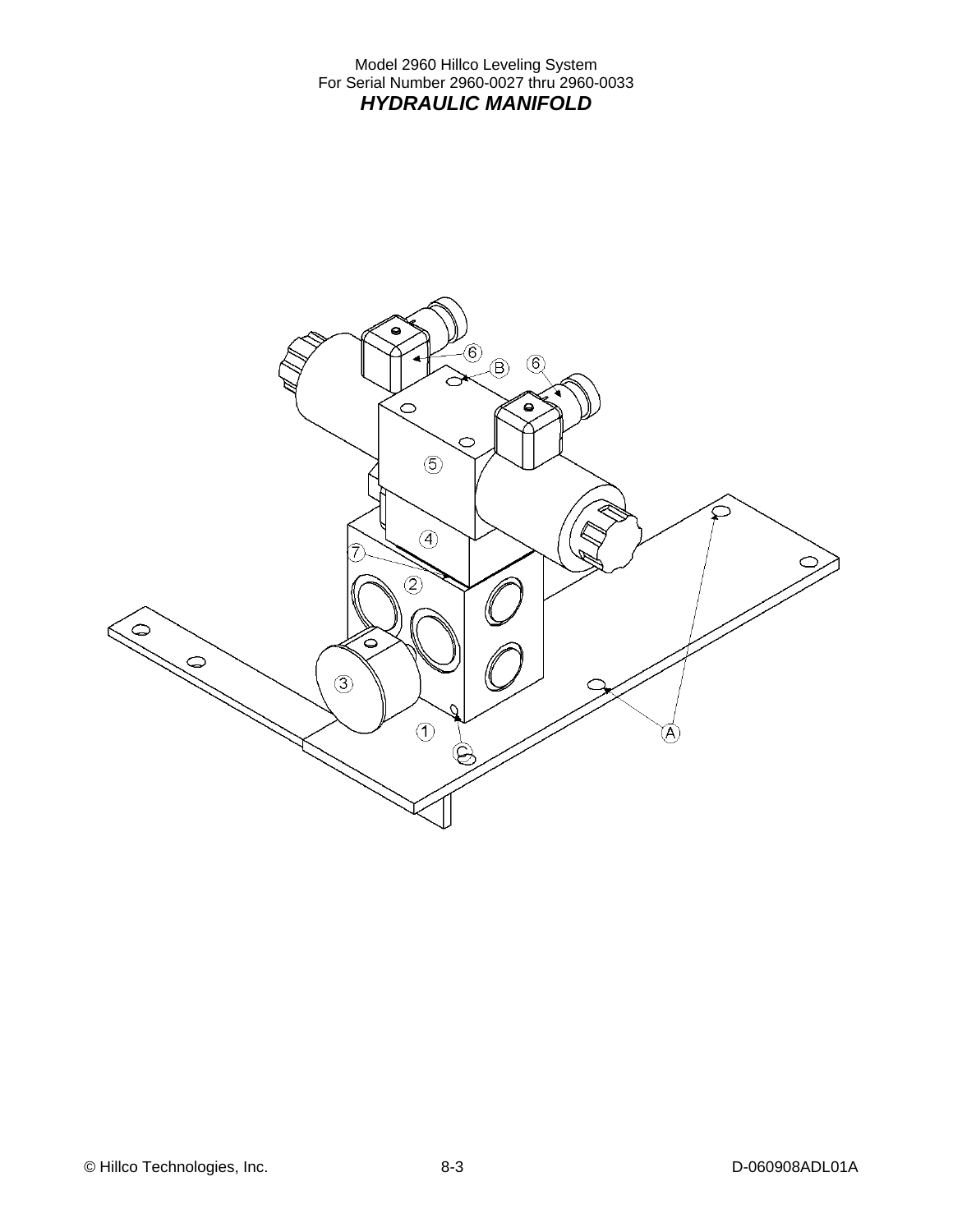Model 2960 Hillco Leveling System
For Serial Number 2960-0027 thru 2960-0033

# *HYDRAULIC MANIFOLD*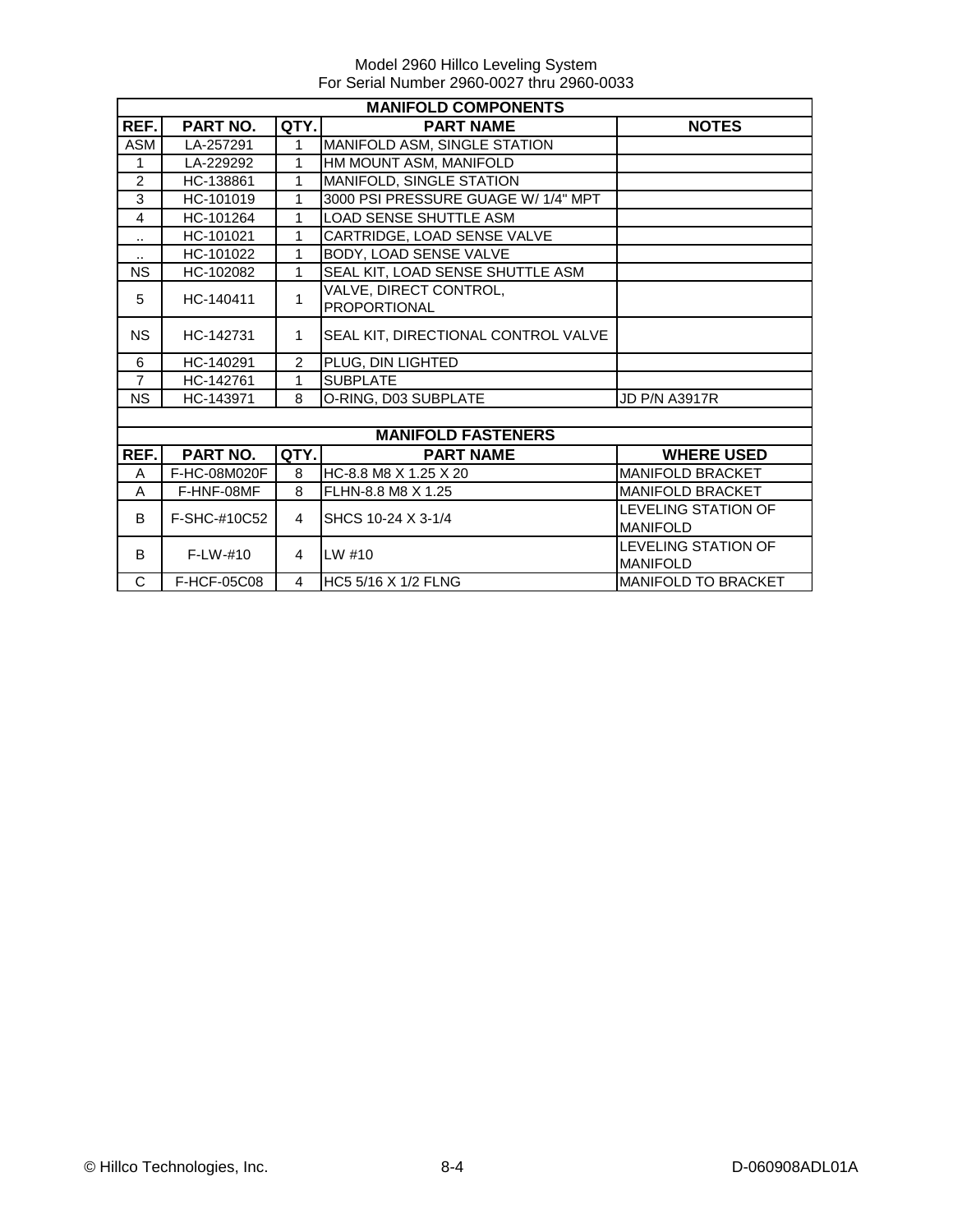Model 2960 Hillco Leveling System
For Serial Number 2960-0027 thru 2960-0033

| MANIFOLD COMPONENTS | | | | |
|---|---|---|---|---|
| **REF.** | **PART NO.** | **QTY.** | **PART NAME** | **NOTES** |
| ASM | LA-257291 | 1 | MANIFOLD ASM, SINGLE STATION | |
| 1 | LA-229292 | 1 | HM MOUNT ASM, MANIFOLD | |
| 2 | HC-138861 | 1 | MANIFOLD, SINGLE STATION | |
| 3 | HC-101019 | 1 | 3000 PSI PRESSURE GUAGE W/ 1/4" MPT | |
| 4 | HC-101264 | 1 | LOAD SENSE SHUTTLE ASM | |
| .. | HC-101021 | 1 | CARTRIDGE, LOAD SENSE VALVE | |
| .. | HC-101022 | 1 | BODY, LOAD SENSE VALVE | |
| NS | HC-102082 | 1 | SEAL KIT, LOAD SENSE SHUTTLE ASM | |
| 5 | HC-140411 | 1 | VALVE, DIRECT CONTROL, PROPORTIONAL | |
| NS | HC-142731 | 1 | SEAL KIT, DIRECTIONAL CONTROL VALVE | |
| 6 | HC-140291 | 2 | PLUG, DIN LIGHTED | |
| 7 | HC-142761 | 1 | SUBPLATE | |
| NS | HC-143971 | 8 | O-RING, D03 SUBPLATE | JD P/N A3917R |

| MANIFOLD FASTENERS | | | | |
|---|---|---|---|---|
| **REF.** | **PART NO.** | **QTY.** | **PART NAME** | **WHERE USED** |
| A | F-HC-08M020F | 8 | HC-8.8 M8 X 1.25 X 20 | MANIFOLD BRACKET |
| A | F-HNF-08MF | 8 | FLHN-8.8 M8 X 1.25 | MANIFOLD BRACKET |
| B | F-SHC-#10C52 | 4 | SHCS 10-24 X 3-1/4 | LEVELING STATION OF MANIFOLD |
| B | F-LW-#10 | 4 | LW #10 | LEVELING STATION OF MANIFOLD |
| C | F-HCF-05C08 | 4 | HC5 5/16 X 1/2 FLNG | MANIFOLD TO BRACKET |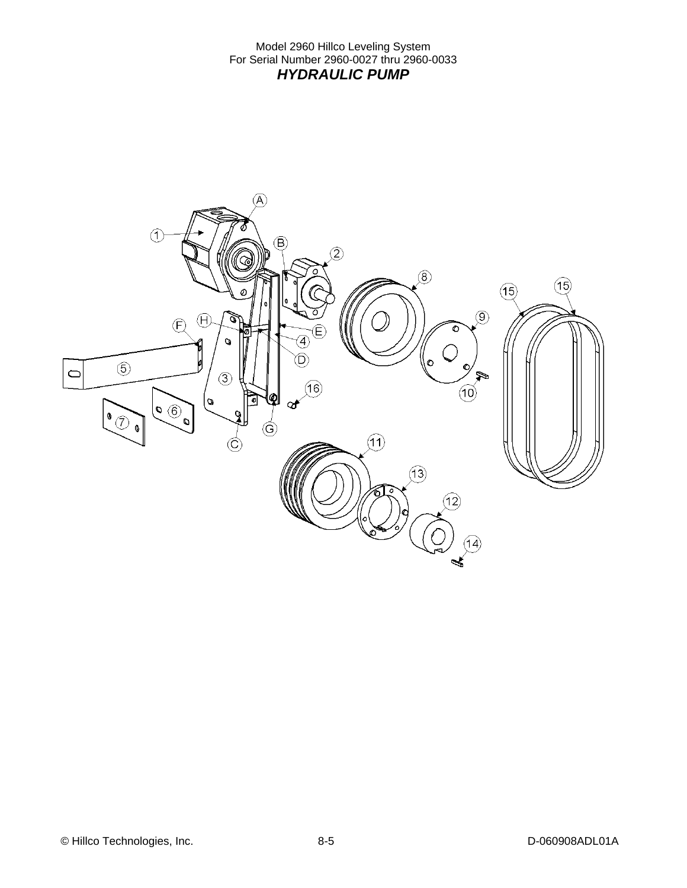Model 2960 Hillco Leveling System
For Serial Number 2960-0027 thru 2960-0033

# *HYDRAULIC PUMP*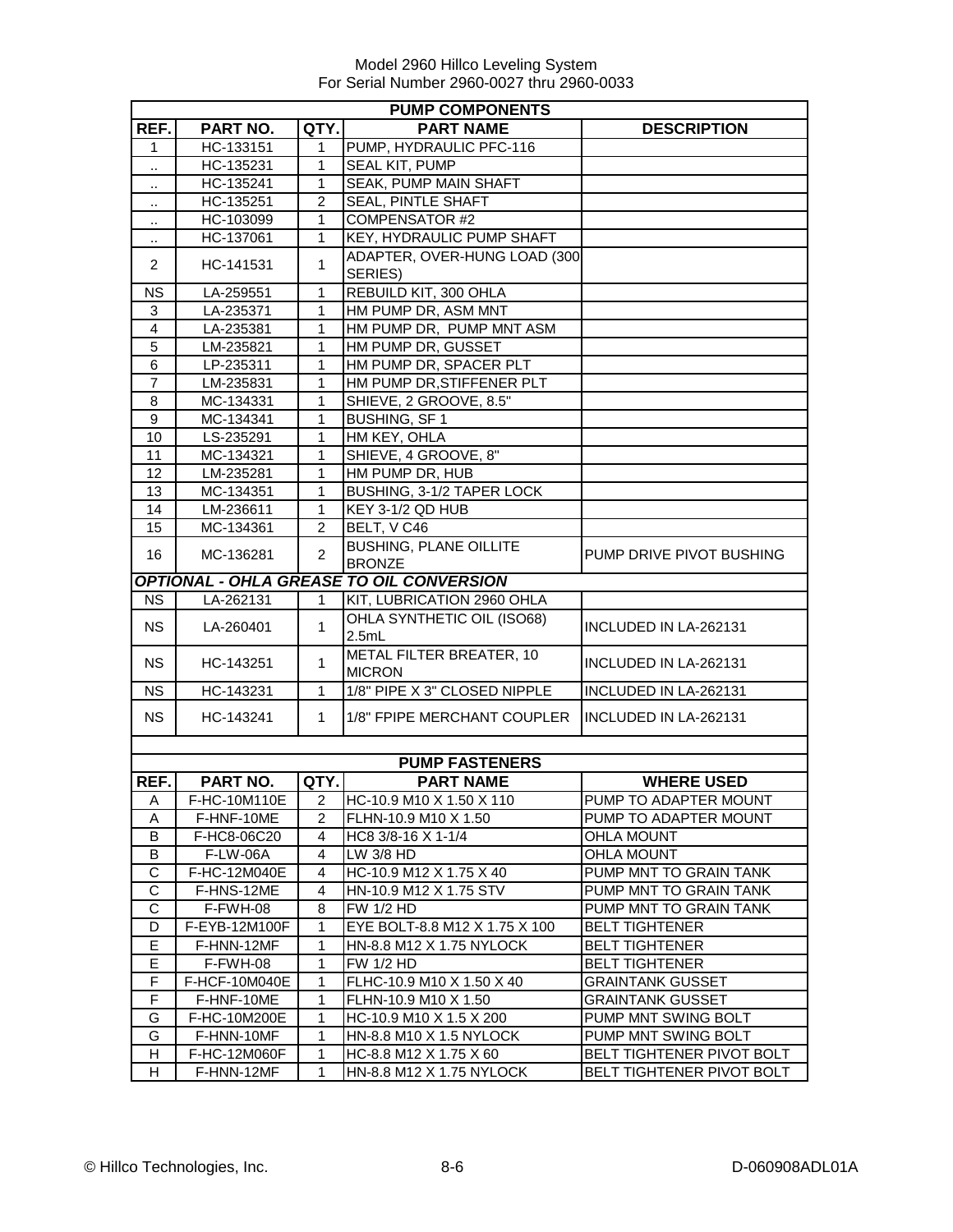Model 2960 Hillco Leveling System
For Serial Number 2960-0027 thru 2960-0033

## PUMP COMPONENTS

| REF. | PART NO. | QTY. | PART NAME | DESCRIPTION |
|---|---|---|---|---|
| 1 | HC-133151 | 1 | PUMP, HYDRAULIC PFC-116 | |
| .. | HC-135231 | 1 | SEAL KIT, PUMP | |
| .. | HC-135241 | 1 | SEAK, PUMP MAIN SHAFT | |
| .. | HC-135251 | 2 | SEAL, PINTLE SHAFT | |
| .. | HC-103099 | 1 | COMPENSATOR #2 | |
| .. | HC-137061 | 1 | KEY, HYDRAULIC PUMP SHAFT | |
| 2 | HC-141531 | 1 | ADAPTER, OVER-HUNG LOAD (300 SERIES) | |
| NS | LA-259551 | 1 | REBUILD KIT, 300 OHLA | |
| 3 | LA-235371 | 1 | HM PUMP DR, ASM MNT | |
| 4 | LA-235381 | 1 | HM PUMP DR, PUMP MNT ASM | |
| 5 | LM-235821 | 1 | HM PUMP DR, GUSSET | |
| 6 | LP-235311 | 1 | HM PUMP DR, SPACER PLT | |
| 7 | LM-235831 | 1 | HM PUMP DR,STIFFENER PLT | |
| 8 | MC-134331 | 1 | SHIEVE, 2 GROOVE, 8.5" | |
| 9 | MC-134341 | 1 | BUSHING, SF 1 | |
| 10 | LS-235291 | 1 | HM KEY, OHLA | |
| 11 | MC-134321 | 1 | SHIEVE, 4 GROOVE, 8" | |
| 12 | LM-235281 | 1 | HM PUMP DR, HUB | |
| 13 | MC-134351 | 1 | BUSHING, 3-1/2 TAPER LOCK | |
| 14 | LM-236611 | 1 | KEY 3-1/2 QD HUB | |
| 15 | MC-134361 | 2 | BELT, V C46 | |
| 16 | MC-136281 | 2 | BUSHING, PLANE OILLITE BRONZE | PUMP DRIVE PIVOT BUSHING |
| ***OPTIONAL - OHLA GREASE TO OIL CONVERSION*** | | | | |
| NS | LA-262131 | 1 | KIT, LUBRICATION 2960 OHLA | |
| NS | LA-260401 | 1 | OHLA SYNTHETIC OIL (ISO68) 2.5mL | INCLUDED IN LA-262131 |
| NS | HC-143251 | 1 | METAL FILTER BREATER, 10 MICRON | INCLUDED IN LA-262131 |
| NS | HC-143231 | 1 | 1/8" PIPE X 3" CLOSED NIPPLE | INCLUDED IN LA-262131 |
| NS | HC-143241 | 1 | 1/8" FPIPE MERCHANT COUPLER | INCLUDED IN LA-262131 |

## PUMP FASTENERS

| REF. | PART NO. | QTY. | PART NAME | WHERE USED |
|---|---|---|---|---|
| A | F-HC-10M110E | 2 | HC-10.9 M10 X 1.50 X 110 | PUMP TO ADAPTER MOUNT |
| A | F-HNF-10ME | 2 | FLHN-10.9 M10 X 1.50 | PUMP TO ADAPTER MOUNT |
| B | F-HC8-06C20 | 4 | HC8 3/8-16 X 1-1/4 | OHLA MOUNT |
| B | F-LW-06A | 4 | LW 3/8 HD | OHLA MOUNT |
| C | F-HC-12M040E | 4 | HC-10.9 M12 X 1.75 X 40 | PUMP MNT TO GRAIN TANK |
| C | F-HNS-12ME | 4 | HN-10.9 M12 X 1.75 STV | PUMP MNT TO GRAIN TANK |
| C | F-FWH-08 | 8 | FW 1/2 HD | PUMP MNT TO GRAIN TANK |
| D | F-EYB-12M100F | 1 | EYE BOLT-8.8 M12 X 1.75 X 100 | BELT TIGHTENER |
| E | F-HNN-12MF | 1 | HN-8.8 M12 X 1.75 NYLOCK | BELT TIGHTENER |
| E | F-FWH-08 | 1 | FW 1/2 HD | BELT TIGHTENER |
| F | F-HCF-10M040E | 1 | FLHC-10.9 M10 X 1.50 X 40 | GRAINTANK GUSSET |
| F | F-HNF-10ME | 1 | FLHN-10.9 M10 X 1.50 | GRAINTANK GUSSET |
| G | F-HC-10M200E | 1 | HC-10.9 M10 X 1.5 X 200 | PUMP MNT SWING BOLT |
| G | F-HNN-10MF | 1 | HN-8.8 M10 X 1.5 NYLOCK | PUMP MNT SWING BOLT |
| H | F-HC-12M060F | 1 | HC-8.8 M12 X 1.75 X 60 | BELT TIGHTENER PIVOT BOLT |
| H | F-HNN-12MF | 1 | HN-8.8 M12 X 1.75 NYLOCK | BELT TIGHTENER PIVOT BOLT |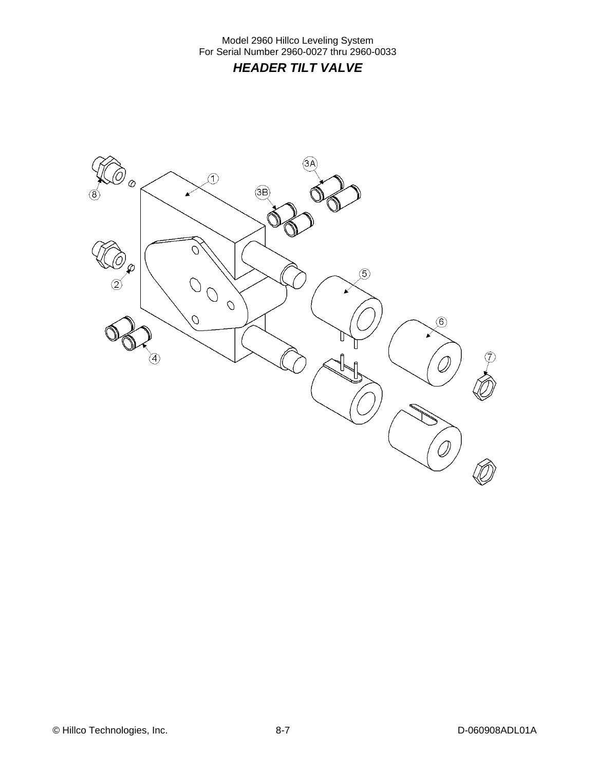Model 2960 Hillco Leveling System
For Serial Number 2960-0027 thru 2960-0033

## *HEADER TILT VALVE*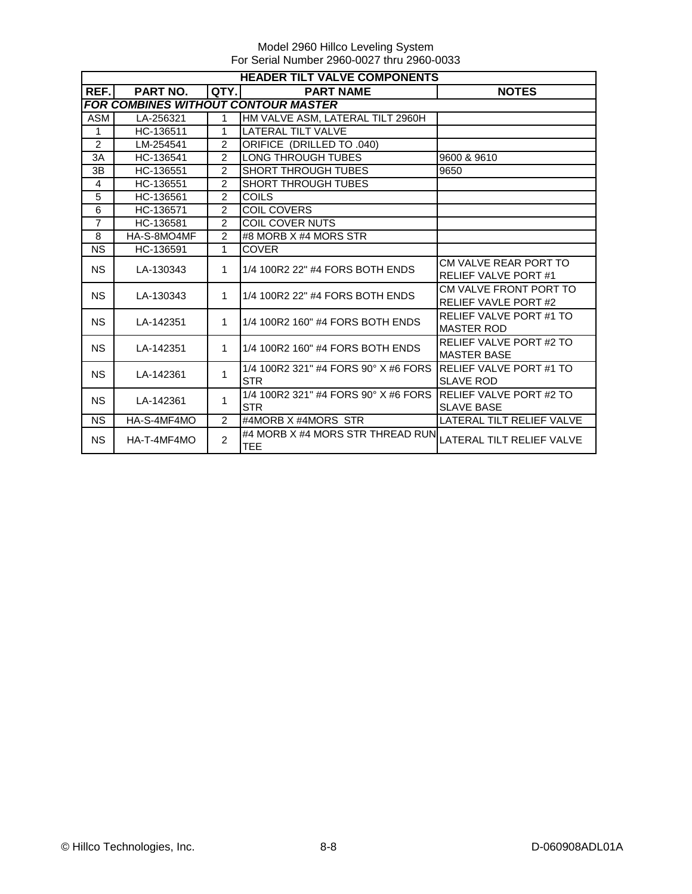Model 2960 Hillco Leveling System
For Serial Number 2960-0027 thru 2960-0033

| HEADER TILT VALVE COMPONENTS | | | | |
|---|---|---|---|---|
| **REF.** | **PART NO.** | **QTY.** | **PART NAME** | **NOTES** |
| ***FOR COMBINES WITHOUT CONTOUR MASTER*** | | | | |
| ASM | LA-256321 | 1 | HM VALVE ASM, LATERAL TILT 2960H | |
| 1 | HC-136511 | 1 | LATERAL TILT VALVE | |
| 2 | LM-254541 | 2 | ORIFICE (DRILLED TO .040) | |
| 3A | HC-136541 | 2 | LONG THROUGH TUBES | 9600 & 9610 |
| 3B | HC-136551 | 2 | SHORT THROUGH TUBES | 9650 |
| 4 | HC-136551 | 2 | SHORT THROUGH TUBES | |
| 5 | HC-136561 | 2 | COILS | |
| 6 | HC-136571 | 2 | COIL COVERS | |
| 7 | HC-136581 | 2 | COIL COVER NUTS | |
| 8 | HA-S-8MO4MF | 2 | #8 MORB X #4 MORS STR | |
| NS | HC-136591 | 1 | COVER | |
| NS | LA-130343 | 1 | 1/4 100R2 22" #4 FORS BOTH ENDS | CM VALVE REAR PORT TO RELIEF VALVE PORT #1 |
| NS | LA-130343 | 1 | 1/4 100R2 22" #4 FORS BOTH ENDS | CM VALVE FRONT PORT TO RELIEF VAVLE PORT #2 |
| NS | LA-142351 | 1 | 1/4 100R2 160" #4 FORS BOTH ENDS | RELIEF VALVE PORT #1 TO MASTER ROD |
| NS | LA-142351 | 1 | 1/4 100R2 160" #4 FORS BOTH ENDS | RELIEF VALVE PORT #2 TO MASTER BASE |
| NS | LA-142361 | 1 | 1/4 100R2 321" #4 FORS 90° X #6 FORS STR | RELIEF VALVE PORT #1 TO SLAVE ROD |
| NS | LA-142361 | 1 | 1/4 100R2 321" #4 FORS 90° X #6 FORS STR | RELIEF VALVE PORT #2 TO SLAVE BASE |
| NS | HA-S-4MF4MO | 2 | #4MORB X #4MORS STR | LATERAL TILT RELIEF VALVE |
| NS | HA-T-4MF4MO | 2 | #4 MORB X #4 MORS STR THREAD RUN TEE | LATERAL TILT RELIEF VALVE |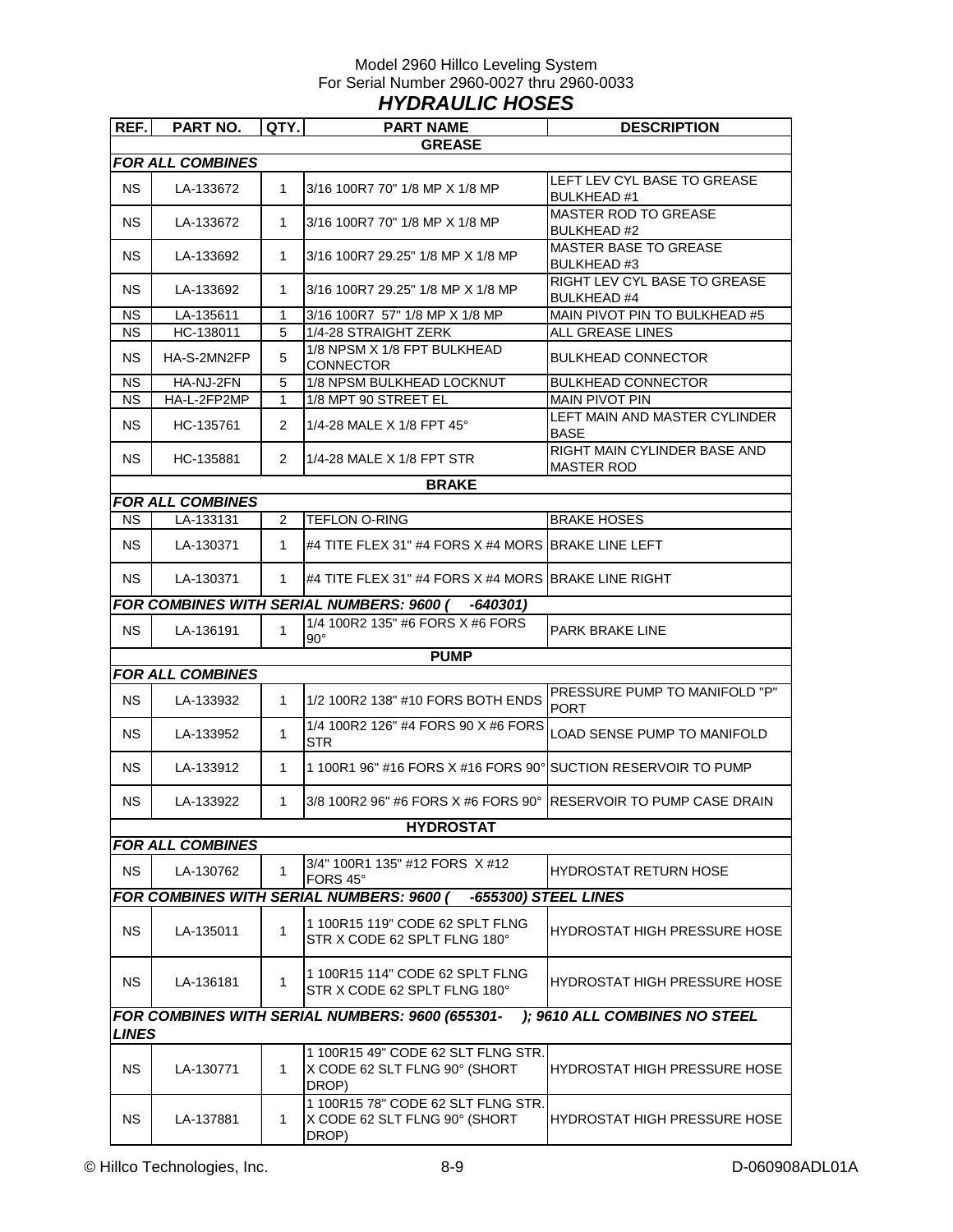Model 2960 Hillco Leveling System
For Serial Number 2960-0027 thru 2960-0033

## *HYDRAULIC HOSES*

| REF. | PART NO. | QTY. | PART NAME | DESCRIPTION |
|---|---|---|---|---|
| | | | **GREASE** | |
| ***FOR ALL COMBINES*** | | | | |
| NS | LA-133672 | 1 | 3/16 100R7 70" 1/8 MP X 1/8 MP | LEFT LEV CYL BASE TO GREASE BULKHEAD #1 |
| NS | LA-133672 | 1 | 3/16 100R7 70" 1/8 MP X 1/8 MP | MASTER ROD TO GREASE BULKHEAD #2 |
| NS | LA-133692 | 1 | 3/16 100R7 29.25" 1/8 MP X 1/8 MP | MASTER BASE TO GREASE BULKHEAD #3 |
| NS | LA-133692 | 1 | 3/16 100R7 29.25" 1/8 MP X 1/8 MP | RIGHT LEV CYL BASE TO GREASE BULKHEAD #4 |
| NS | LA-135611 | 1 | 3/16 100R7 57" 1/8 MP X 1/8 MP | MAIN PIVOT PIN TO BULKHEAD #5 |
| NS | HC-138011 | 5 | 1/4-28 STRAIGHT ZERK | ALL GREASE LINES |
| NS | HA-S-2MN2FP | 5 | 1/8 NPSM X 1/8 FPT BULKHEAD CONNECTOR | BULKHEAD CONNECTOR |
| NS | HA-NJ-2FN | 5 | 1/8 NPSM BULKHEAD LOCKNUT | BULKHEAD CONNECTOR |
| NS | HA-L-2FP2MP | 1 | 1/8 MPT 90 STREET EL | MAIN PIVOT PIN |
| NS | HC-135761 | 2 | 1/4-28 MALE X 1/8 FPT 45° | LEFT MAIN AND MASTER CYLINDER BASE |
| NS | HC-135881 | 2 | 1/4-28 MALE X 1/8 FPT STR | RIGHT MAIN CYLINDER BASE AND MASTER ROD |
| | | | **BRAKE** | |
| ***FOR ALL COMBINES*** | | | | |
| NS | LA-133131 | 2 | TEFLON O-RING | BRAKE HOSES |
| NS | LA-130371 | 1 | #4 TITE FLEX 31" #4 FORS X #4 MORS | BRAKE LINE LEFT |
| NS | LA-130371 | 1 | #4 TITE FLEX 31" #4 FORS X #4 MORS | BRAKE LINE RIGHT |
| ***FOR COMBINES WITH SERIAL NUMBERS: 9600 ( -640301)*** | | | | |
| NS | LA-136191 | 1 | 1/4 100R2 135" #6 FORS X #6 FORS 90° | PARK BRAKE LINE |
| | | | **PUMP** | |
| ***FOR ALL COMBINES*** | | | | |
| NS | LA-133932 | 1 | 1/2 100R2 138" #10 FORS BOTH ENDS | PRESSURE PUMP TO MANIFOLD "P" PORT |
| NS | LA-133952 | 1 | 1/4 100R2 126" #4 FORS 90 X #6 FORS STR | LOAD SENSE PUMP TO MANIFOLD |
| NS | LA-133912 | 1 | 1 100R1 96" #16 FORS X #16 FORS 90° | SUCTION RESERVOIR TO PUMP |
| NS | LA-133922 | 1 | 3/8 100R2 96" #6 FORS X #6 FORS 90° | RESERVOIR TO PUMP CASE DRAIN |
| | | | **HYDROSTAT** | |
| ***FOR ALL COMBINES*** | | | | |
| NS | LA-130762 | 1 | 3/4" 100R1 135" #12 FORS X #12 FORS 45° | HYDROSTAT RETURN HOSE |
| ***FOR COMBINES WITH SERIAL NUMBERS: 9600 ( -655300) STEEL LINES*** | | | | |
| NS | LA-135011 | 1 | 1 100R15 119" CODE 62 SPLT FLNG STR X CODE 62 SPLT FLNG 180° | HYDROSTAT HIGH PRESSURE HOSE |
| NS | LA-136181 | 1 | 1 100R15 114" CODE 62 SPLT FLNG STR X CODE 62 SPLT FLNG 180° | HYDROSTAT HIGH PRESSURE HOSE |
| ***FOR COMBINES WITH SERIAL NUMBERS: 9600 (655301- ); 9610 ALL COMBINES NO STEEL LINES*** | | | | |
| NS | LA-130771 | 1 | 1 100R15 49" CODE 62 SLT FLNG STR. X CODE 62 SLT FLNG 90° (SHORT DROP) | HYDROSTAT HIGH PRESSURE HOSE |
| NS | LA-137881 | 1 | 1 100R15 78" CODE 62 SLT FLNG STR. X CODE 62 SLT FLNG 90° (SHORT DROP) | HYDROSTAT HIGH PRESSURE HOSE |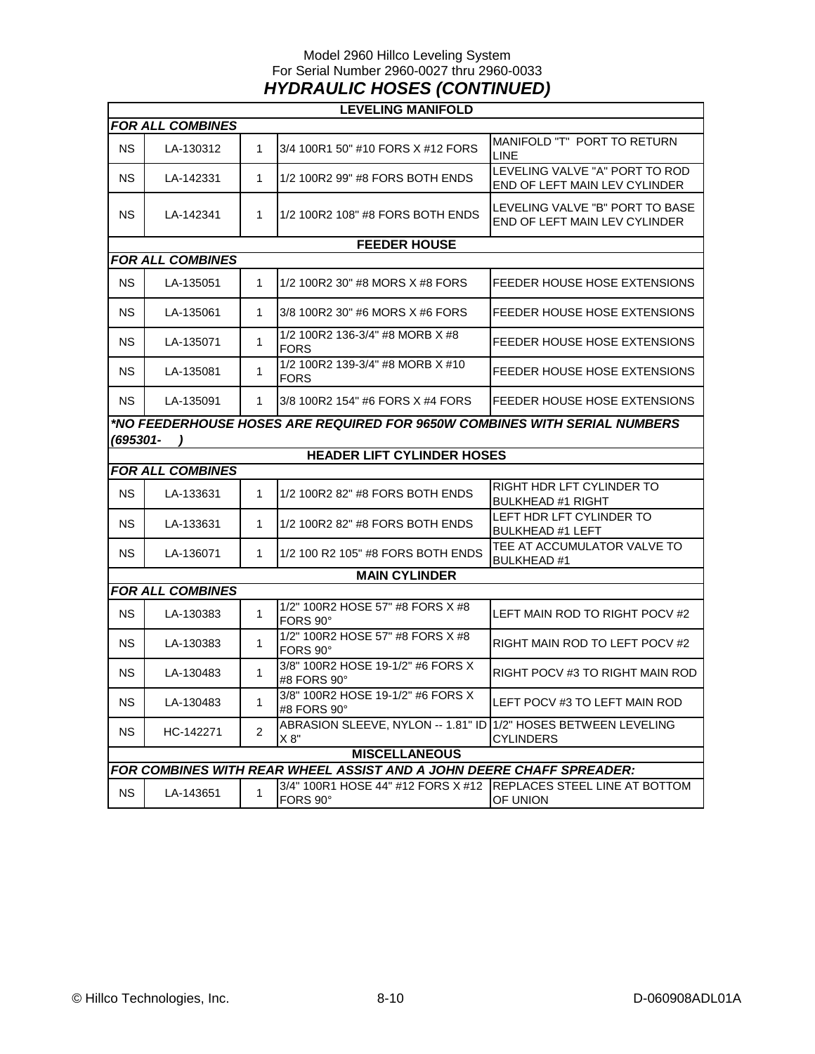Model 2960 Hillco Leveling System
For Serial Number 2960-0027 thru 2960-0033

## *HYDRAULIC HOSES (CONTINUED)*

| | | | | |
|---|---|---|---|---|
| **LEVELING MANIFOLD** | | | | |
| ***FOR ALL COMBINES*** | | | | |
| NS | LA-130312 | 1 | 3/4 100R1 50" #10 FORS X #12 FORS | MANIFOLD "T" PORT TO RETURN LINE |
| NS | LA-142331 | 1 | 1/2 100R2 99" #8 FORS BOTH ENDS | LEVELING VALVE "A" PORT TO ROD END OF LEFT MAIN LEV CYLINDER |
| NS | LA-142341 | 1 | 1/2 100R2 108" #8 FORS BOTH ENDS | LEVELING VALVE "B" PORT TO BASE END OF LEFT MAIN LEV CYLINDER |
| **FEEDER HOUSE** | | | | |
| ***FOR ALL COMBINES*** | | | | |
| NS | LA-135051 | 1 | 1/2 100R2 30" #8 MORS X #8 FORS | FEEDER HOUSE HOSE EXTENSIONS |
| NS | LA-135061 | 1 | 3/8 100R2 30" #6 MORS X #6 FORS | FEEDER HOUSE HOSE EXTENSIONS |
| NS | LA-135071 | 1 | 1/2 100R2 136-3/4" #8 MORB X #8 FORS | FEEDER HOUSE HOSE EXTENSIONS |
| NS | LA-135081 | 1 | 1/2 100R2 139-3/4" #8 MORB X #10 FORS | FEEDER HOUSE HOSE EXTENSIONS |
| NS | LA-135091 | 1 | 3/8 100R2 154" #6 FORS X #4 FORS | FEEDER HOUSE HOSE EXTENSIONS |
| ***\*NO FEEDERHOUSE HOSES ARE REQUIRED FOR 9650W COMBINES WITH SERIAL NUMBERS (695301- )*** | | | | |
| **HEADER LIFT CYLINDER HOSES** | | | | |
| ***FOR ALL COMBINES*** | | | | |
| NS | LA-133631 | 1 | 1/2 100R2 82" #8 FORS BOTH ENDS | RIGHT HDR LFT CYLINDER TO BULKHEAD #1 RIGHT |
| NS | LA-133631 | 1 | 1/2 100R2 82" #8 FORS BOTH ENDS | LEFT HDR LFT CYLINDER TO BULKHEAD #1 LEFT |
| NS | LA-136071 | 1 | 1/2 100 R2 105" #8 FORS BOTH ENDS | TEE AT ACCUMULATOR VALVE TO BULKHEAD #1 |
| **MAIN CYLINDER** | | | | |
| ***FOR ALL COMBINES*** | | | | |
| NS | LA-130383 | 1 | 1/2" 100R2 HOSE 57" #8 FORS X #8 FORS 90° | LEFT MAIN ROD TO RIGHT POCV #2 |
| NS | LA-130383 | 1 | 1/2" 100R2 HOSE 57" #8 FORS X #8 FORS 90° | RIGHT MAIN ROD TO LEFT POCV #2 |
| NS | LA-130483 | 1 | 3/8" 100R2 HOSE 19-1/2" #6 FORS X #8 FORS 90° | RIGHT POCV #3 TO RIGHT MAIN ROD |
| NS | LA-130483 | 1 | 3/8" 100R2 HOSE 19-1/2" #6 FORS X #8 FORS 90° | LEFT POCV #3 TO LEFT MAIN ROD |
| NS | HC-142271 | 2 | ABRASION SLEEVE, NYLON -- 1.81" ID X 8" | 1/2" HOSES BETWEEN LEVELING CYLINDERS |
| **MISCELLANEOUS** | | | | |
| ***FOR COMBINES WITH REAR WHEEL ASSIST AND A JOHN DEERE CHAFF SPREADER:*** | | | | |
| NS | LA-143651 | 1 | 3/4" 100R1 HOSE 44" #12 FORS X #12 FORS 90° | REPLACES STEEL LINE AT BOTTOM OF UNION |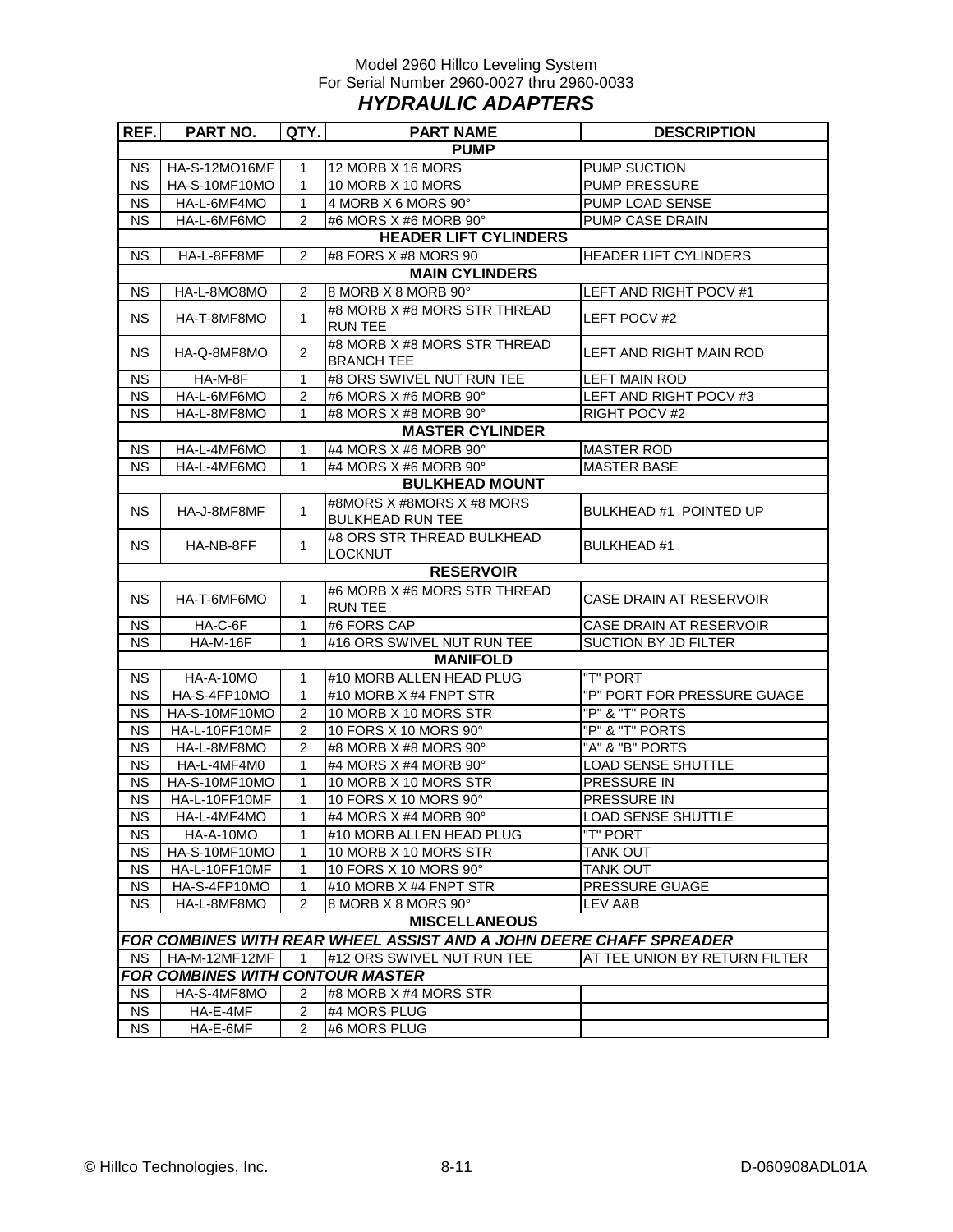Model 2960 Hillco Leveling System
For Serial Number 2960-0027 thru 2960-0033

# *HYDRAULIC ADAPTERS*

| REF. | PART NO. | QTY. | PART NAME | DESCRIPTION |
|---|---|---|---|---|
| | | | **PUMP** | |
| NS | HA-S-12MO16MF | 1 | 12 MORB X 16 MORS | PUMP SUCTION |
| NS | HA-S-10MF10MO | 1 | 10 MORB X 10 MORS | PUMP PRESSURE |
| NS | HA-L-6MF4MO | 1 | 4 MORB X 6 MORS 90° | PUMP LOAD SENSE |
| NS | HA-L-6MF6MO | 2 | #6 MORS X #6 MORB 90° | PUMP CASE DRAIN |
| | | | **HEADER LIFT CYLINDERS** | |
| NS | HA-L-8FF8MF | 2 | #8 FORS X #8 MORS 90 | HEADER LIFT CYLINDERS |
| | | | **MAIN CYLINDERS** | |
| NS | HA-L-8MO8MO | 2 | 8 MORB X 8 MORB 90° | LEFT AND RIGHT POCV #1 |
| NS | HA-T-8MF8MO | 1 | #8 MORB X #8 MORS STR THREAD RUN TEE | LEFT POCV #2 |
| NS | HA-Q-8MF8MO | 2 | #8 MORB X #8 MORS STR THREAD BRANCH TEE | LEFT AND RIGHT MAIN ROD |
| NS | HA-M-8F | 1 | #8 ORS SWIVEL NUT RUN TEE | LEFT MAIN ROD |
| NS | HA-L-6MF6MO | 2 | #6 MORS X #6 MORB 90° | LEFT AND RIGHT POCV #3 |
| NS | HA-L-8MF8MO | 1 | #8 MORS X #8 MORB 90° | RIGHT POCV #2 |
| | | | **MASTER CYLINDER** | |
| NS | HA-L-4MF6MO | 1 | #4 MORS X #6 MORB 90° | MASTER ROD |
| NS | HA-L-4MF6MO | 1 | #4 MORS X #6 MORB 90° | MASTER BASE |
| | | | **BULKHEAD MOUNT** | |
| NS | HA-J-8MF8MF | 1 | #8MORS X #8MORS X #8 MORS BULKHEAD RUN TEE | BULKHEAD #1 POINTED UP |
| NS | HA-NB-8FF | 1 | #8 ORS STR THREAD BULKHEAD LOCKNUT | BULKHEAD #1 |
| | | | **RESERVOIR** | |
| NS | HA-T-6MF6MO | 1 | #6 MORB X #6 MORS STR THREAD RUN TEE | CASE DRAIN AT RESERVOIR |
| NS | HA-C-6F | 1 | #6 FORS CAP | CASE DRAIN AT RESERVOIR |
| NS | HA-M-16F | 1 | #16 ORS SWIVEL NUT RUN TEE | SUCTION BY JD FILTER |
| | | | **MANIFOLD** | |
| NS | HA-A-10MO | 1 | #10 MORB ALLEN HEAD PLUG | "T" PORT |
| NS | HA-S-4FP10MO | 1 | #10 MORB X #4 FNPT STR | "P" PORT FOR PRESSURE GUAGE |
| NS | HA-S-10MF10MO | 2 | 10 MORB X 10 MORS STR | "P" & "T" PORTS |
| NS | HA-L-10FF10MF | 2 | 10 FORS X 10 MORS 90° | "P" & "T" PORTS |
| NS | HA-L-8MF8MO | 2 | #8 MORB X #8 MORS 90° | "A" & "B" PORTS |
| NS | HA-L-4MF4M0 | 1 | #4 MORS X #4 MORB 90° | LOAD SENSE SHUTTLE |
| NS | HA-S-10MF10MO | 1 | 10 MORB X 10 MORS STR | PRESSURE IN |
| NS | HA-L-10FF10MF | 1 | 10 FORS X 10 MORS 90° | PRESSURE IN |
| NS | HA-L-4MF4MO | 1 | #4 MORS X #4 MORB 90° | LOAD SENSE SHUTTLE |
| NS | HA-A-10MO | 1 | #10 MORB ALLEN HEAD PLUG | "T" PORT |
| NS | HA-S-10MF10MO | 1 | 10 MORB X 10 MORS STR | TANK OUT |
| NS | HA-L-10FF10MF | 1 | 10 FORS X 10 MORS 90° | TANK OUT |
| NS | HA-S-4FP10MO | 1 | #10 MORB X #4 FNPT STR | PRESSURE GUAGE |
| NS | HA-L-8MF8MO | 2 | 8 MORB X 8 MORS 90° | LEV A&B |
| | | | **MISCELLANEOUS** | |
| ***FOR COMBINES WITH REAR WHEEL ASSIST AND A JOHN DEERE CHAFF SPREADER*** | | | | |
| NS | HA-M-12MF12MF | 1 | #12 ORS SWIVEL NUT RUN TEE | AT TEE UNION BY RETURN FILTER |
| ***FOR COMBINES WITH CONTOUR MASTER*** | | | | |
| NS | HA-S-4MF8MO | 2 | #8 MORB X #4 MORS STR | |
| NS | HA-E-4MF | 2 | #4 MORS PLUG | |
| NS | HA-E-6MF | 2 | #6 MORS PLUG | |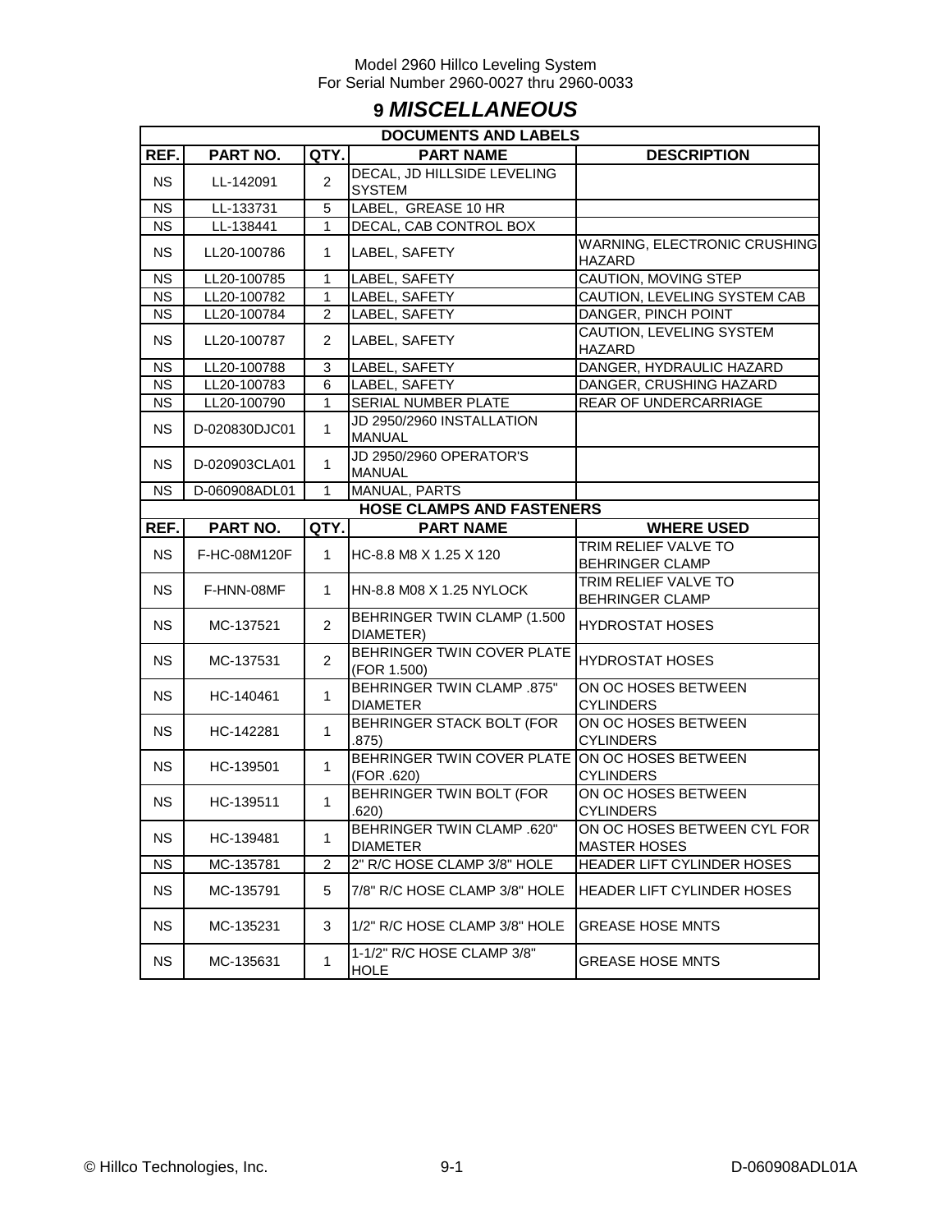# 9 *MISCELLANEOUS*

| DOCUMENTS AND LABELS | | | | |
|---|---|---|---|---|
| **REF.** | **PART NO.** | **QTY.** | **PART NAME** | **DESCRIPTION** |
| NS | LL-142091 | 2 | DECAL, JD HILLSIDE LEVELING SYSTEM | |
| NS | LL-133731 | 5 | LABEL, GREASE 10 HR | |
| NS | LL-138441 | 1 | DECAL, CAB CONTROL BOX | |
| NS | LL20-100786 | 1 | LABEL, SAFETY | WARNING, ELECTRONIC CRUSHING HAZARD |
| NS | LL20-100785 | 1 | LABEL, SAFETY | CAUTION, MOVING STEP |
| NS | LL20-100782 | 1 | LABEL, SAFETY | CAUTION, LEVELING SYSTEM CAB |
| NS | LL20-100784 | 2 | LABEL, SAFETY | DANGER, PINCH POINT |
| NS | LL20-100787 | 2 | LABEL, SAFETY | CAUTION, LEVELING SYSTEM HAZARD |
| NS | LL20-100788 | 3 | LABEL, SAFETY | DANGER, HYDRAULIC HAZARD |
| NS | LL20-100783 | 6 | LABEL, SAFETY | DANGER, CRUSHING HAZARD |
| NS | LL20-100790 | 1 | SERIAL NUMBER PLATE | REAR OF UNDERCARRIAGE |
| NS | D-020830DJC01 | 1 | JD 2950/2960 INSTALLATION MANUAL | |
| NS | D-020903CLA01 | 1 | JD 2950/2960 OPERATOR'S MANUAL | |
| NS | D-060908ADL01 | 1 | MANUAL, PARTS | |

| HOSE CLAMPS AND FASTENERS | | | | |
|---|---|---|---|---|
| **REF.** | **PART NO.** | **QTY.** | **PART NAME** | **WHERE USED** |
| NS | F-HC-08M120F | 1 | HC-8.8 M8 X 1.25 X 120 | TRIM RELIEF VALVE TO BEHRINGER CLAMP |
| NS | F-HNN-08MF | 1 | HN-8.8 M08 X 1.25 NYLOCK | TRIM RELIEF VALVE TO BEHRINGER CLAMP |
| NS | MC-137521 | 2 | BEHRINGER TWIN CLAMP (1.500 DIAMETER) | HYDROSTAT HOSES |
| NS | MC-137531 | 2 | BEHRINGER TWIN COVER PLATE (FOR 1.500) | HYDROSTAT HOSES |
| NS | HC-140461 | 1 | BEHRINGER TWIN CLAMP .875" DIAMETER | ON OC HOSES BETWEEN CYLINDERS |
| NS | HC-142281 | 1 | BEHRINGER STACK BOLT (FOR .875) | ON OC HOSES BETWEEN CYLINDERS |
| NS | HC-139501 | 1 | BEHRINGER TWIN COVER PLATE (FOR .620) | ON OC HOSES BETWEEN CYLINDERS |
| NS | HC-139511 | 1 | BEHRINGER TWIN BOLT (FOR .620) | ON OC HOSES BETWEEN CYLINDERS |
| NS | HC-139481 | 1 | BEHRINGER TWIN CLAMP .620" DIAMETER | ON OC HOSES BETWEEN CYL FOR MASTER HOSES |
| NS | MC-135781 | 2 | 2" R/C HOSE CLAMP 3/8" HOLE | HEADER LIFT CYLINDER HOSES |
| NS | MC-135791 | 5 | 7/8" R/C HOSE CLAMP 3/8" HOLE | HEADER LIFT CYLINDER HOSES |
| NS | MC-135231 | 3 | 1/2" R/C HOSE CLAMP 3/8" HOLE | GREASE HOSE MNTS |
| NS | MC-135631 | 1 | 1-1/2" R/C HOSE CLAMP 3/8" HOLE | GREASE HOSE MNTS |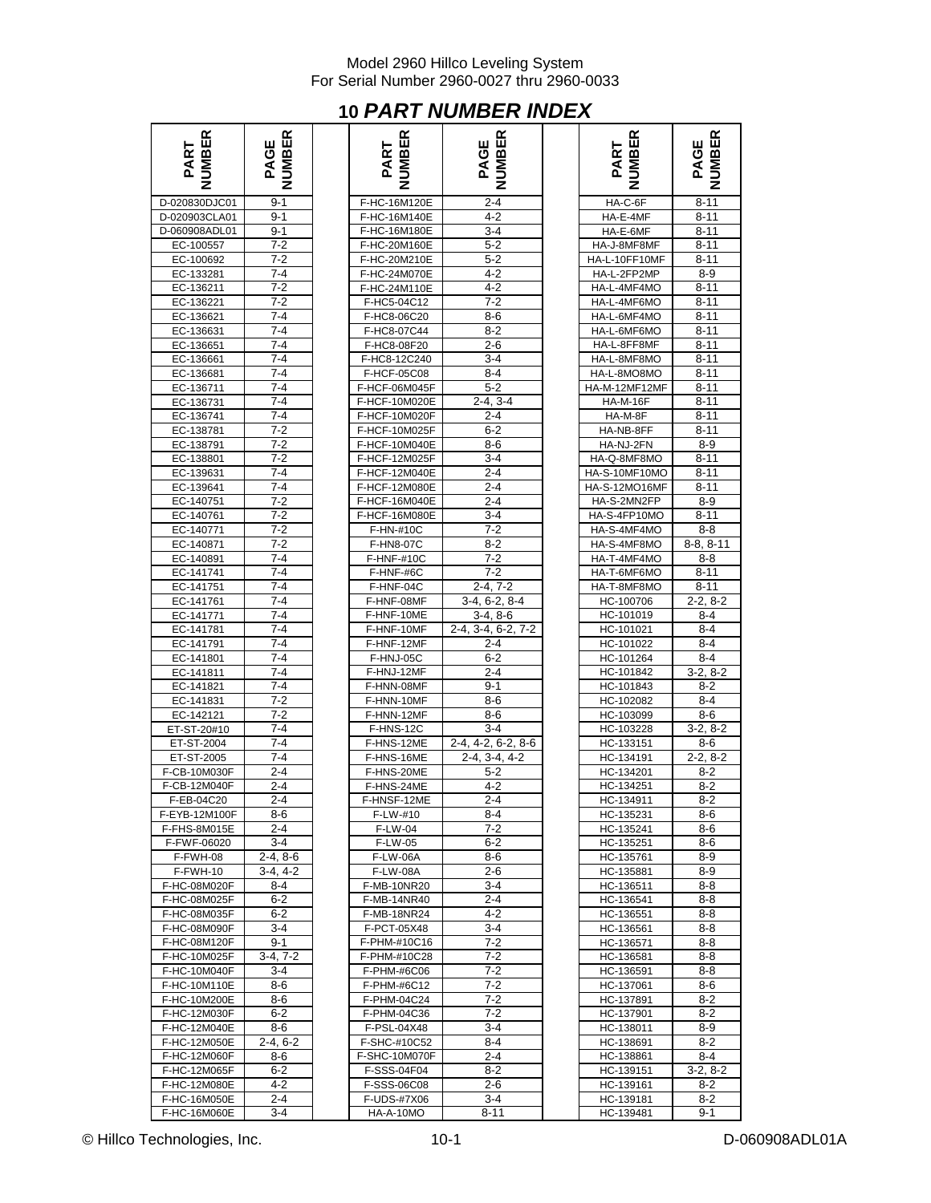# 10 PART NUMBER INDEX

| PART NUMBER | PAGE NUMBER |
|---|---|
| D-020830DJC01 | 9-1 |
| D-020903CLA01 | 9-1 |
| D-060908ADL01 | 9-1 |
| EC-100557 | 7-2 |
| EC-100692 | 7-2 |
| EC-133281 | 7-4 |
| EC-136211 | 7-2 |
| EC-136221 | 7-2 |
| EC-136621 | 7-4 |
| EC-136631 | 7-4 |
| EC-136651 | 7-4 |
| EC-136661 | 7-4 |
| EC-136681 | 7-4 |
| EC-136711 | 7-4 |
| EC-136731 | 7-4 |
| EC-136741 | 7-4 |
| EC-138781 | 7-2 |
| EC-138791 | 7-2 |
| EC-138801 | 7-2 |
| EC-139631 | 7-4 |
| EC-139641 | 7-4 |
| EC-140751 | 7-2 |
| EC-140761 | 7-2 |
| EC-140771 | 7-2 |
| EC-140871 | 7-2 |
| EC-140891 | 7-4 |
| EC-141741 | 7-4 |
| EC-141751 | 7-4 |
| EC-141761 | 7-4 |
| EC-141771 | 7-4 |
| EC-141781 | 7-4 |
| EC-141791 | 7-4 |
| EC-141801 | 7-4 |
| EC-141811 | 7-4 |
| EC-141821 | 7-4 |
| EC-141831 | 7-2 |
| EC-142121 | 7-2 |
| ET-ST-20#10 | 7-4 |
| ET-ST-2004 | 7-4 |
| ET-ST-2005 | 7-4 |
| F-CB-10M030F | 2-4 |
| F-CB-12M040F | 2-4 |
| F-EB-04C20 | 2-4 |
| F-EYB-12M100F | 8-6 |
| F-FHS-8M015E | 2-4 |
| F-FWF-06020 | 3-4 |
| F-FWH-08 | 2-4, 8-6 |
| F-FWH-10 | 3-4, 4-2 |
| F-HC-08M020F | 8-4 |
| F-HC-08M025F | 6-2 |
| F-HC-08M035F | 6-2 |
| F-HC-08M090F | 3-4 |
| F-HC-08M120F | 9-1 |
| F-HC-10M025F | 3-4, 7-2 |
| F-HC-10M040F | 3-4 |
| F-HC-10M110E | 8-6 |
| F-HC-10M200E | 8-6 |
| F-HC-12M030F | 6-2 |
| F-HC-12M040E | 8-6 |
| F-HC-12M050E | 2-4, 6-2 |
| F-HC-12M060F | 8-6 |
| F-HC-12M065F | 6-2 |
| F-HC-12M080E | 4-2 |
| F-HC-16M050E | 2-4 |
| F-HC-16M060E | 3-4 |
| F-HC-16M120E | 2-4 |
| F-HC-16M140E | 4-2 |
| F-HC-16M180E | 3-4 |
| F-HC-20M160E | 5-2 |
| F-HC-20M210E | 5-2 |
| F-HC-24M070E | 4-2 |
| F-HC-24M110E | 4-2 |
| F-HC5-04C12 | 7-2 |
| F-HC8-06C20 | 8-6 |
| F-HC8-07C44 | 8-2 |
| F-HC8-08F20 | 2-6 |
| F-HC8-12C240 | 3-4 |
| F-HCF-05C08 | 8-4 |
| F-HCF-06M045F | 5-2 |
| F-HCF-10M020E | 2-4, 3-4 |
| F-HCF-10M020F | 2-4 |
| F-HCF-10M025F | 6-2 |
| F-HCF-10M040E | 8-6 |
| F-HCF-12M025F | 3-4 |
| F-HCF-12M040E | 2-4 |
| F-HCF-12M080E | 2-4 |
| F-HCF-16M040E | 2-4 |
| F-HCF-16M080E | 3-4 |
| F-HN-#10C | 7-2 |
| F-HN8-07C | 8-2 |
| F-HNF-#10C | 7-2 |
| F-HNF-#6C | 7-2 |
| F-HNF-04C | 2-4, 7-2 |
| F-HNF-08MF | 3-4, 6-2, 8-4 |
| F-HNF-10ME | 3-4, 8-6 |
| F-HNF-10MF | 2-4, 3-4, 6-2, 7-2 |
| F-HNF-12MF | 2-4 |
| F-HNJ-05C | 6-2 |
| F-HNJ-12MF | 2-4 |
| F-HNN-08MF | 9-1 |
| F-HNN-10MF | 8-6 |
| F-HNN-12MF | 8-6 |
| F-HNS-12C | 3-4 |
| F-HNS-12ME | 2-4, 4-2, 6-2, 8-6 |
| F-HNS-16ME | 2-4, 3-4, 4-2 |
| F-HNS-20ME | 5-2 |
| F-HNS-24ME | 4-2 |
| F-HNSF-12ME | 2-4 |
| F-LW-#10 | 8-4 |
| F-LW-04 | 7-2 |
| F-LW-05 | 6-2 |
| F-LW-06A | 8-6 |
| F-LW-08A | 2-6 |
| F-MB-10NR20 | 3-4 |
| F-MB-14NR40 | 2-4 |
| F-MB-18NR24 | 4-2 |
| F-PCT-05X48 | 3-4 |
| F-PHM-#10C16 | 7-2 |
| F-PHM-#10C28 | 7-2 |
| F-PHM-#6C06 | 7-2 |
| F-PHM-#6C12 | 7-2 |
| F-PHM-04C24 | 7-2 |
| F-PHM-04C36 | 7-2 |
| F-PSL-04X48 | 3-4 |
| F-SHC-#10C52 | 8-4 |
| F-SHC-10M070F | 2-4 |
| F-SSS-04F04 | 8-2 |
| F-SSS-06C08 | 2-6 |
| F-UDS-#7X06 | 3-4 |
| HA-A-10MO | 8-11 |
| HA-C-6F | 8-11 |
| HA-E-4MF | 8-11 |
| HA-E-6MF | 8-11 |
| HA-J-8MF8MF | 8-11 |
| HA-L-10FF10MF | 8-11 |
| HA-L-2FP2MP | 8-9 |
| HA-L-4MF4MO | 8-11 |
| HA-L-4MF6MO | 8-11 |
| HA-L-6MF4MO | 8-11 |
| HA-L-6MF6MO | 8-11 |
| HA-L-8FF8MF | 8-11 |
| HA-L-8MF8MO | 8-11 |
| HA-L-8MO8MO | 8-11 |
| HA-M-12MF12MF | 8-11 |
| HA-M-16F | 8-11 |
| HA-M-8F | 8-11 |
| HA-NB-8FF | 8-11 |
| HA-NJ-2FN | 8-9 |
| HA-Q-8MF8MO | 8-11 |
| HA-S-10MF10MO | 8-11 |
| HA-S-12MO16MF | 8-11 |
| HA-S-2MN2FP | 8-9 |
| HA-S-4FP10MO | 8-11 |
| HA-S-4MF4MO | 8-8 |
| HA-S-4MF8MO | 8-8, 8-11 |
| HA-T-4MF4MO | 8-8 |
| HA-T-6MF6MO | 8-11 |
| HA-T-8MF8MO | 8-11 |
| HC-100706 | 2-2, 8-2 |
| HC-101019 | 8-4 |
| HC-101021 | 8-4 |
| HC-101022 | 8-4 |
| HC-101264 | 8-4 |
| HC-101842 | 3-2, 8-2 |
| HC-101843 | 8-2 |
| HC-102082 | 8-4 |
| HC-103099 | 8-6 |
| HC-103228 | 3-2, 8-2 |
| HC-133151 | 8-6 |
| HC-134191 | 2-2, 8-2 |
| HC-134201 | 8-2 |
| HC-134251 | 8-2 |
| HC-134911 | 8-2 |
| HC-135231 | 8-6 |
| HC-135241 | 8-6 |
| HC-135251 | 8-6 |
| HC-135761 | 8-9 |
| HC-135881 | 8-9 |
| HC-136511 | 8-8 |
| HC-136541 | 8-8 |
| HC-136551 | 8-8 |
| HC-136561 | 8-8 |
| HC-136571 | 8-8 |
| HC-136581 | 8-8 |
| HC-136591 | 8-8 |
| HC-137061 | 8-6 |
| HC-137891 | 8-2 |
| HC-137901 | 8-2 |
| HC-138011 | 8-9 |
| HC-138691 | 8-2 |
| HC-138861 | 8-4 |
| HC-139151 | 3-2, 8-2 |
| HC-139161 | 8-2 |
| HC-139181 | 8-2 |
| HC-139481 | 9-1 |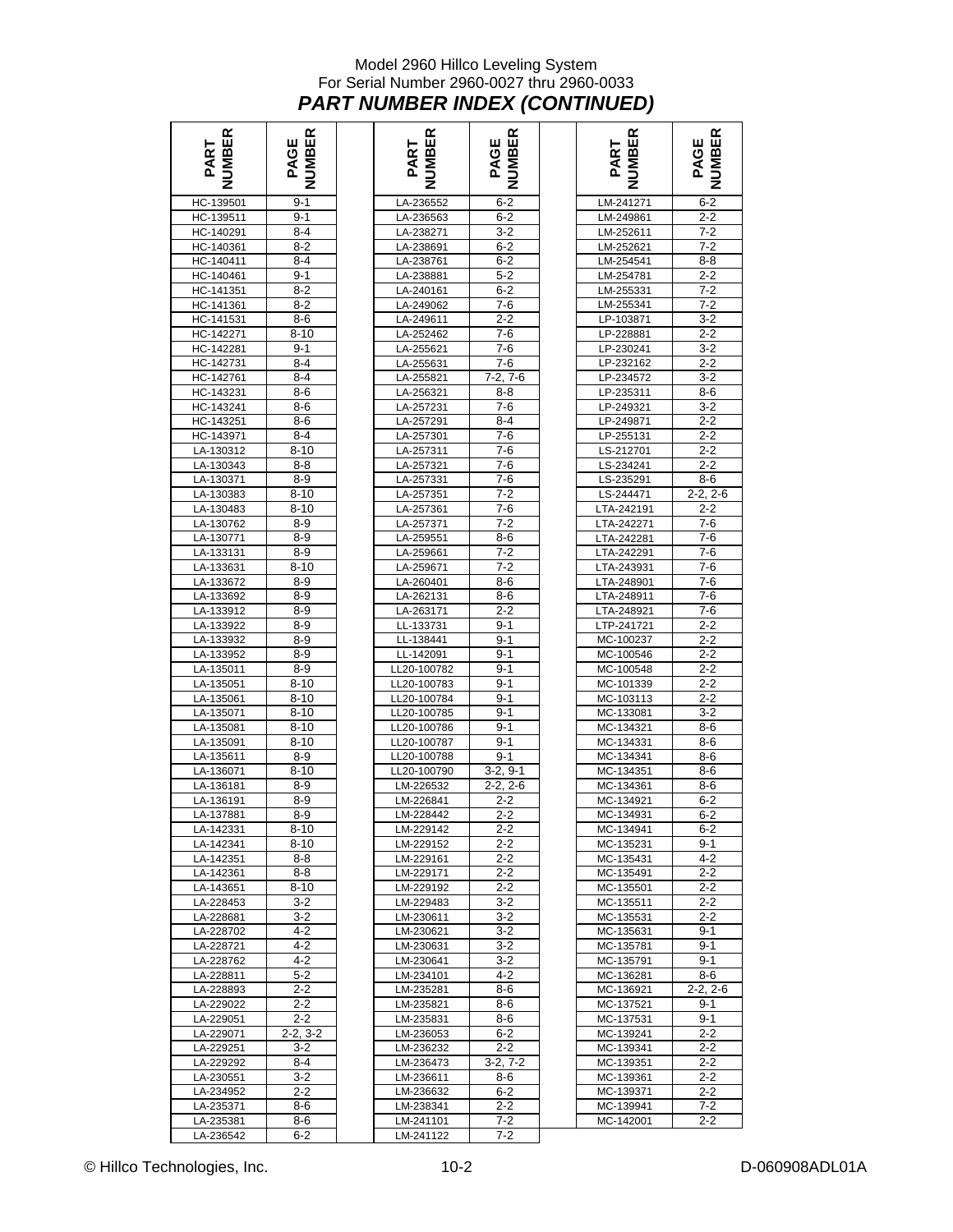Model 2960 Hillco Leveling System
For Serial Number 2960-0027 thru 2960-0033

## *PART NUMBER INDEX (CONTINUED)*

| PART NUMBER | PAGE NUMBER | | PART NUMBER | PAGE NUMBER | | PART NUMBER | PAGE NUMBER |
|---|---|---|---|---|---|---|---|
| HC-139501 | 9-1 | | LA-236552 | 6-2 | | LM-241271 | 6-2 |
| HC-139511 | 9-1 | | LA-236563 | 6-2 | | LM-249861 | 2-2 |
| HC-140291 | 8-4 | | LA-238271 | 3-2 | | LM-252611 | 7-2 |
| HC-140361 | 8-2 | | LA-238691 | 6-2 | | LM-252621 | 7-2 |
| HC-140411 | 8-4 | | LA-238761 | 6-2 | | LM-254541 | 8-8 |
| HC-140461 | 9-1 | | LA-238881 | 5-2 | | LM-254781 | 2-2 |
| HC-141351 | 8-2 | | LA-240161 | 6-2 | | LM-255331 | 7-2 |
| HC-141361 | 8-2 | | LA-249062 | 7-6 | | LM-255341 | 7-2 |
| HC-141531 | 8-6 | | LA-249611 | 2-2 | | LP-103871 | 3-2 |
| HC-142271 | 8-10 | | LA-252462 | 7-6 | | LP-228881 | 2-2 |
| HC-142281 | 9-1 | | LA-255621 | 7-6 | | LP-230241 | 3-2 |
| HC-142731 | 8-4 | | LA-255631 | 7-6 | | LP-232162 | 2-2 |
| HC-142761 | 8-4 | | LA-255821 | 7-2, 7-6 | | LP-234572 | 3-2 |
| HC-143231 | 8-6 | | LA-256321 | 8-8 | | LP-235311 | 8-6 |
| HC-143241 | 8-6 | | LA-257231 | 7-6 | | LP-249321 | 3-2 |
| HC-143251 | 8-6 | | LA-257291 | 8-4 | | LP-249871 | 2-2 |
| HC-143971 | 8-4 | | LA-257301 | 7-6 | | LP-255131 | 2-2 |
| LA-130312 | 8-10 | | LA-257311 | 7-6 | | LS-212701 | 2-2 |
| LA-130343 | 8-8 | | LA-257321 | 7-6 | | LS-234241 | 2-2 |
| LA-130371 | 8-9 | | LA-257331 | 7-6 | | LS-235291 | 8-6 |
| LA-130383 | 8-10 | | LA-257351 | 7-2 | | LS-244471 | 2-2, 2-6 |
| LA-130483 | 8-10 | | LA-257361 | 7-6 | | LTA-242191 | 2-2 |
| LA-130762 | 8-9 | | LA-257371 | 7-2 | | LTA-242271 | 7-6 |
| LA-130771 | 8-9 | | LA-259551 | 8-6 | | LTA-242281 | 7-6 |
| LA-133131 | 8-9 | | LA-259661 | 7-2 | | LTA-242291 | 7-6 |
| LA-133631 | 8-10 | | LA-259671 | 7-2 | | LTA-243931 | 7-6 |
| LA-133672 | 8-9 | | LA-260401 | 8-6 | | LTA-248901 | 7-6 |
| LA-133692 | 8-9 | | LA-262131 | 8-6 | | LTA-248911 | 7-6 |
| LA-133912 | 8-9 | | LA-263171 | 2-2 | | LTA-248921 | 7-6 |
| LA-133922 | 8-9 | | LL-133731 | 9-1 | | LTP-241721 | 2-2 |
| LA-133932 | 8-9 | | LL-138441 | 9-1 | | MC-100237 | 2-2 |
| LA-133952 | 8-9 | | LL-142091 | 9-1 | | MC-100546 | 2-2 |
| LA-135011 | 8-9 | | LL20-100782 | 9-1 | | MC-100548 | 2-2 |
| LA-135051 | 8-10 | | LL20-100783 | 9-1 | | MC-101339 | 2-2 |
| LA-135061 | 8-10 | | LL20-100784 | 9-1 | | MC-103113 | 2-2 |
| LA-135071 | 8-10 | | LL20-100785 | 9-1 | | MC-133081 | 3-2 |
| LA-135081 | 8-10 | | LL20-100786 | 9-1 | | MC-134321 | 8-6 |
| LA-135091 | 8-10 | | LL20-100787 | 9-1 | | MC-134331 | 8-6 |
| LA-135611 | 8-9 | | LL20-100788 | 9-1 | | MC-134341 | 8-6 |
| LA-136071 | 8-10 | | LL20-100790 | 3-2, 9-1 | | MC-134351 | 8-6 |
| LA-136181 | 8-9 | | LM-226532 | 2-2, 2-6 | | MC-134361 | 8-6 |
| LA-136191 | 8-9 | | LM-226841 | 2-2 | | MC-134921 | 6-2 |
| LA-137881 | 8-9 | | LM-228442 | 2-2 | | MC-134931 | 6-2 |
| LA-142331 | 8-10 | | LM-229142 | 2-2 | | MC-134941 | 6-2 |
| LA-142341 | 8-10 | | LM-229152 | 2-2 | | MC-135231 | 9-1 |
| LA-142351 | 8-8 | | LM-229161 | 2-2 | | MC-135431 | 4-2 |
| LA-142361 | 8-8 | | LM-229171 | 2-2 | | MC-135491 | 2-2 |
| LA-143651 | 8-10 | | LM-229192 | 2-2 | | MC-135501 | 2-2 |
| LA-228453 | 3-2 | | LM-229483 | 3-2 | | MC-135511 | 2-2 |
| LA-228681 | 3-2 | | LM-230611 | 3-2 | | MC-135531 | 2-2 |
| LA-228702 | 4-2 | | LM-230621 | 3-2 | | MC-135631 | 9-1 |
| LA-228721 | 4-2 | | LM-230631 | 3-2 | | MC-135781 | 9-1 |
| LA-228762 | 4-2 | | LM-230641 | 3-2 | | MC-135791 | 9-1 |
| LA-228811 | 5-2 | | LM-234101 | 4-2 | | MC-136281 | 8-6 |
| LA-228893 | 2-2 | | LM-235281 | 8-6 | | MC-136921 | 2-2, 2-6 |
| LA-229022 | 2-2 | | LM-235821 | 8-6 | | MC-137521 | 9-1 |
| LA-229051 | 2-2 | | LM-235831 | 8-6 | | MC-137531 | 9-1 |
| LA-229071 | 2-2, 3-2 | | LM-236053 | 6-2 | | MC-139241 | 2-2 |
| LA-229251 | 3-2 | | LM-236232 | 2-2 | | MC-139341 | 2-2 |
| LA-229292 | 8-4 | | LM-236473 | 3-2, 7-2 | | MC-139351 | 2-2 |
| LA-230551 | 3-2 | | LM-236611 | 8-6 | | MC-139361 | 2-2 |
| LA-234952 | 2-2 | | LM-236632 | 6-2 | | MC-139371 | 2-2 |
| LA-235371 | 8-6 | | LM-238341 | 2-2 | | MC-139941 | 7-2 |
| LA-235381 | 8-6 | | LM-241101 | 7-2 | | MC-142001 | 2-2 |
| LA-236542 | 6-2 | | LM-241122 | 7-2 | | | |

© Hillco Technologies, Inc. 10-2 D-060908ADL01A